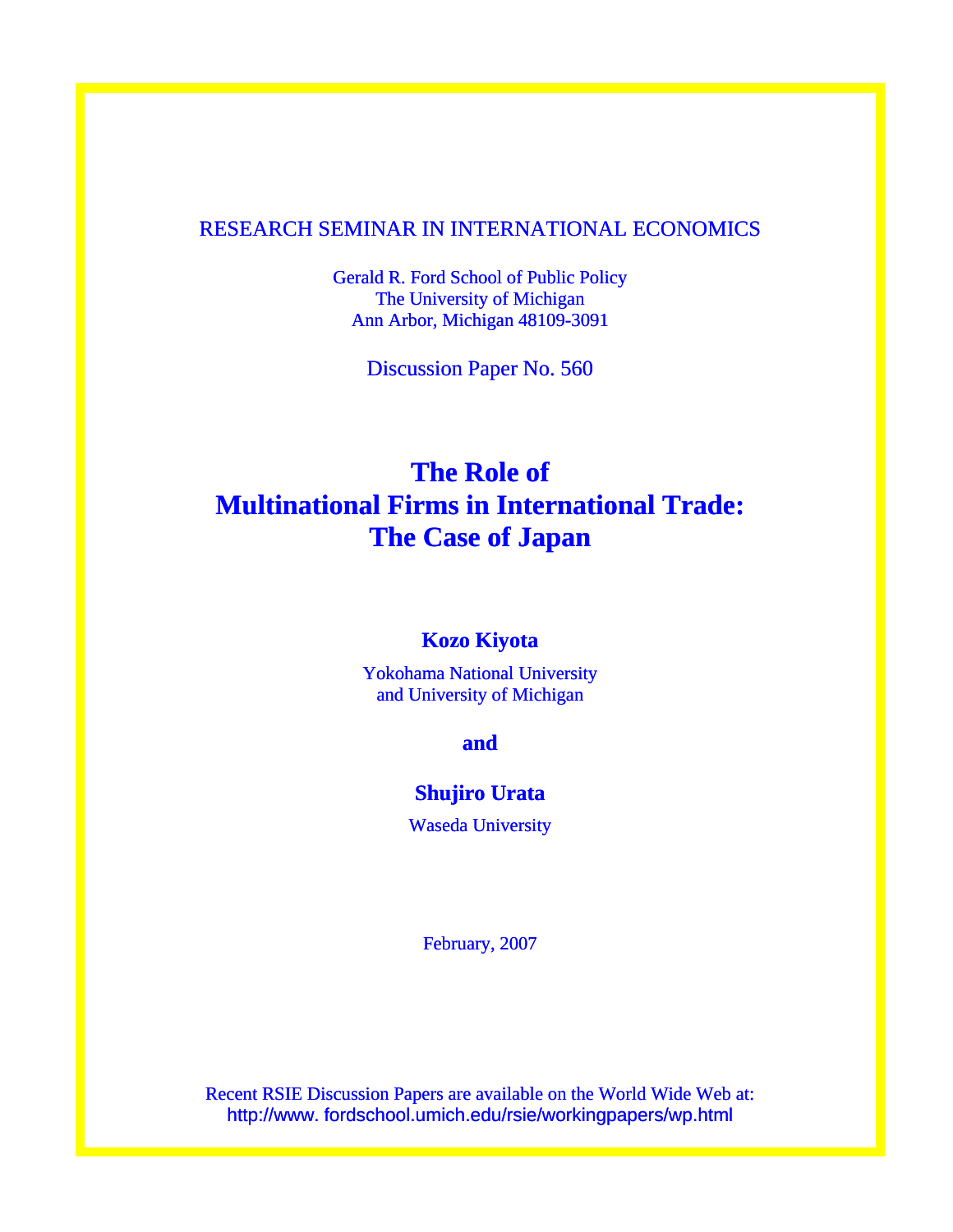RESEARCH SEMINAR IN INTERNATIONAL ECONOMICS

Gerald R. Ford School of Public Policy
The University of Michigan
Ann Arbor, Michigan 48109-3091

Discussion Paper No. 560

# The Role of Multinational Firms in International Trade: The Case of Japan

**Kozo Kiyota**

Yokohama National University
and University of Michigan

**and**

**Shujiro Urata**

Waseda University

February, 2007

Recent RSIE Discussion Papers are available on the World Wide Web at:
http://www. fordschool.umich.edu/rsie/workingpapers/wp.html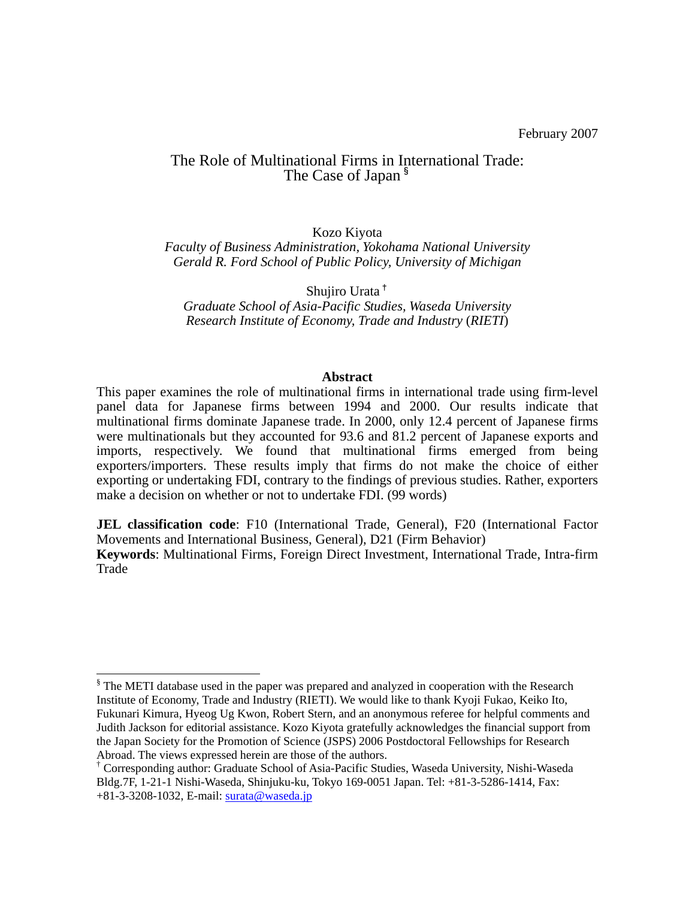February 2007

# The Role of Multinational Firms in International Trade: The Case of Japan [§]

Kozo Kiyota

*Faculty of Business Administration, Yokohama National University*
*Gerald R. Ford School of Public Policy, University of Michigan*

Shujiro Urata [†]

*Graduate School of Asia-Pacific Studies, Waseda University*
*Research Institute of Economy, Trade and Industry* (*RIETI*)

**Abstract**

This paper examines the role of multinational firms in international trade using firm-level panel data for Japanese firms between 1994 and 2000. Our results indicate that multinational firms dominate Japanese trade. In 2000, only 12.4 percent of Japanese firms were multinationals but they accounted for 93.6 and 81.2 percent of Japanese exports and imports, respectively. We found that multinational firms emerged from being exporters/importers. These results imply that firms do not make the choice of either exporting or undertaking FDI, contrary to the findings of previous studies. Rather, exporters make a decision on whether or not to undertake FDI. (99 words)

**JEL classification code**: F10 (International Trade, General), F20 (International Factor Movements and International Business, General), D21 (Firm Behavior)
**Keywords**: Multinational Firms, Foreign Direct Investment, International Trade, Intra-firm Trade

---

[§] The METI database used in the paper was prepared and analyzed in cooperation with the Research Institute of Economy, Trade and Industry (RIETI). We would like to thank Kyoji Fukao, Keiko Ito, Fukunari Kimura, Hyeog Ug Kwon, Robert Stern, and an anonymous referee for helpful comments and Judith Jackson for editorial assistance. Kozo Kiyota gratefully acknowledges the financial support from the Japan Society for the Promotion of Science (JSPS) 2006 Postdoctoral Fellowships for Research Abroad. The views expressed herein are those of the authors.

[†] Corresponding author: Graduate School of Asia-Pacific Studies, Waseda University, Nishi-Waseda Bldg.7F, 1-21-1 Nishi-Waseda, Shinjuku-ku, Tokyo 169-0051 Japan. Tel: +81-3-5286-1414, Fax: +81-3-3208-1032, E-mail: surata@waseda.jp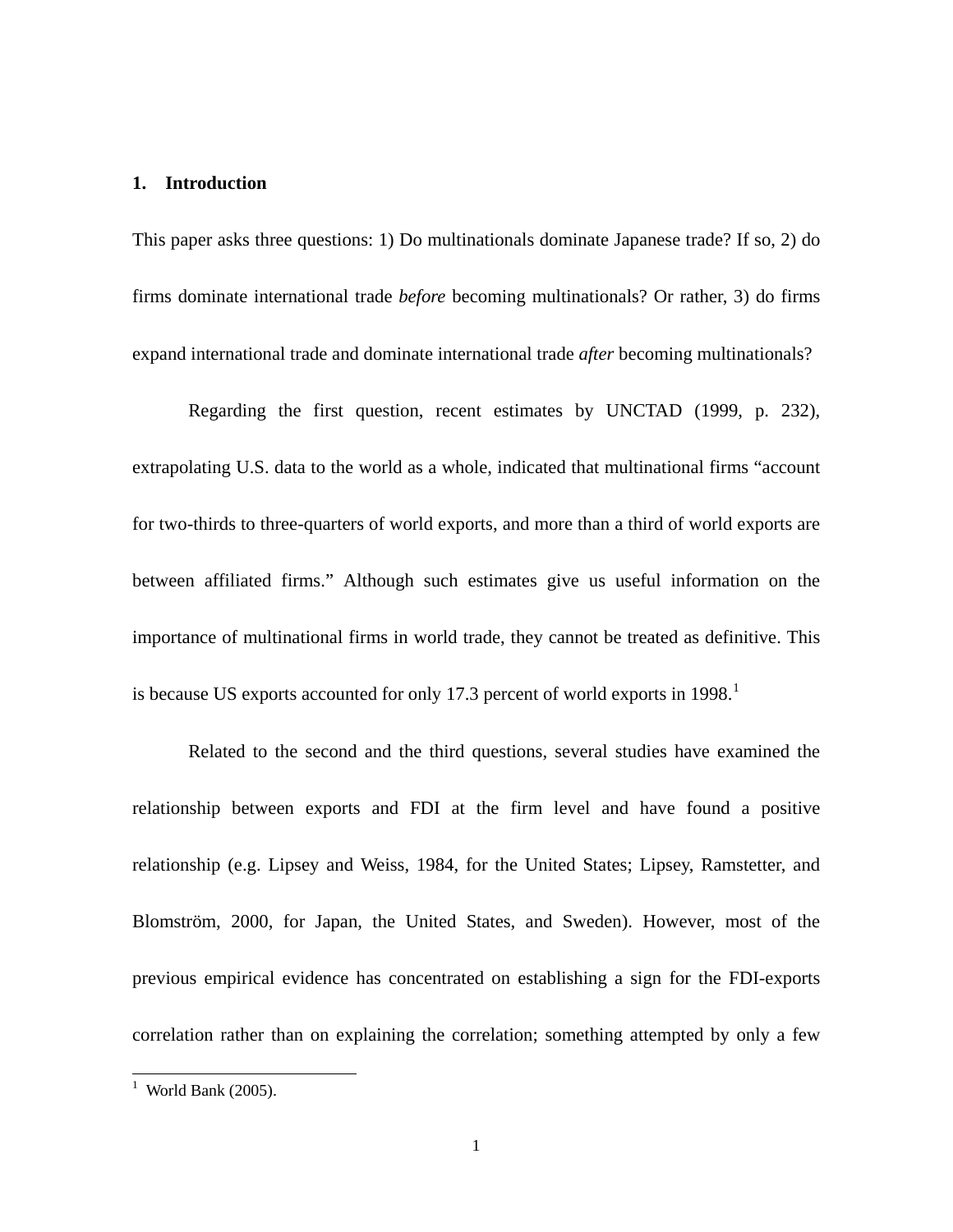## 1. Introduction

This paper asks three questions: 1) Do multinationals dominate Japanese trade? If so, 2) do firms dominate international trade *before* becoming multinationals? Or rather, 3) do firms expand international trade and dominate international trade *after* becoming multinationals?

Regarding the first question, recent estimates by UNCTAD (1999, p. 232), extrapolating U.S. data to the world as a whole, indicated that multinational firms "account for two-thirds to three-quarters of world exports, and more than a third of world exports are between affiliated firms." Although such estimates give us useful information on the importance of multinational firms in world trade, they cannot be treated as definitive. This is because US exports accounted for only 17.3 percent of world exports in 1998.[1]

Related to the second and the third questions, several studies have examined the relationship between exports and FDI at the firm level and have found a positive relationship (e.g. Lipsey and Weiss, 1984, for the United States; Lipsey, Ramstetter, and Blomström, 2000, for Japan, the United States, and Sweden). However, most of the previous empirical evidence has concentrated on establishing a sign for the FDI-exports correlation rather than on explaining the correlation; something attempted by only a few

[1] World Bank (2005).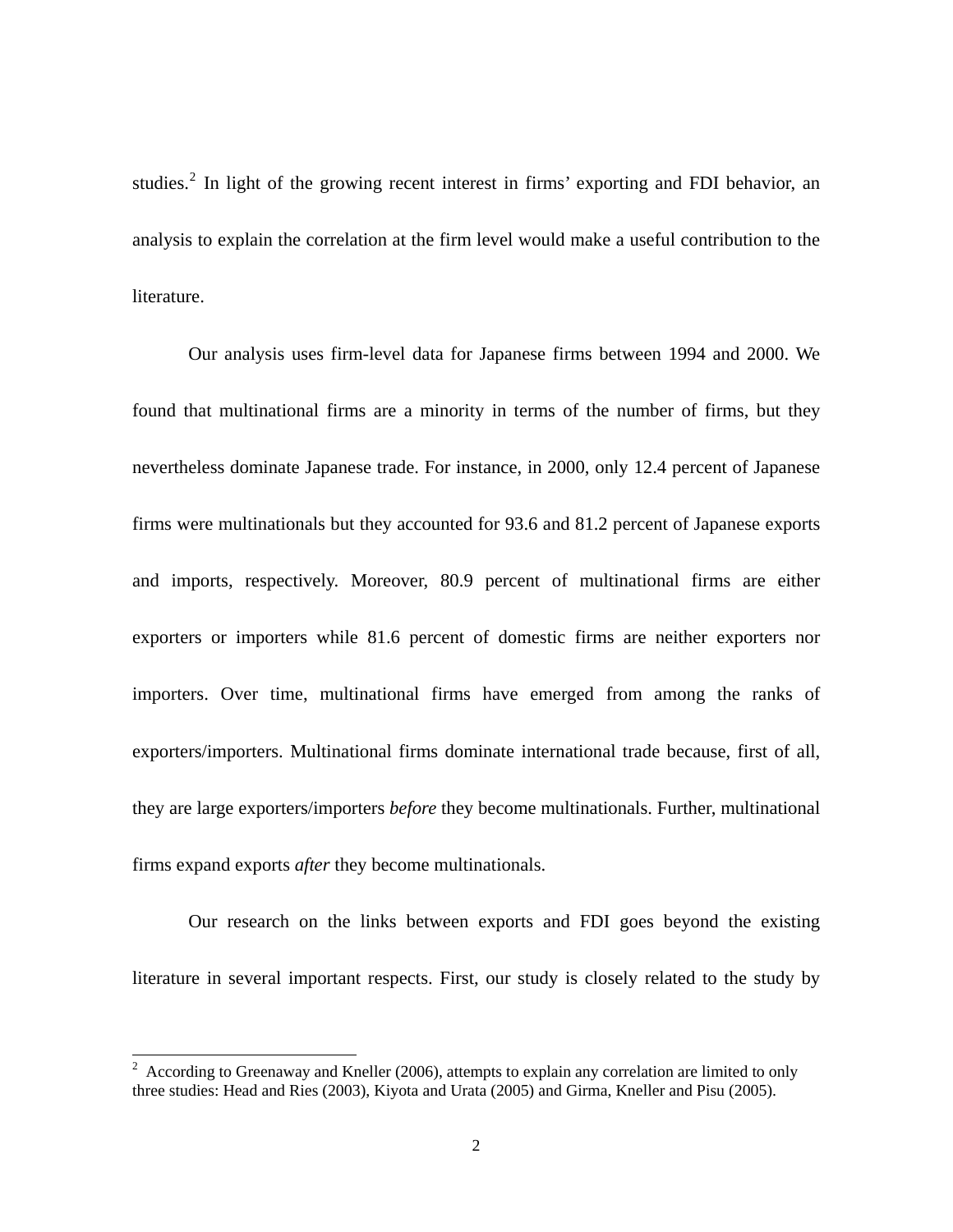studies.[2] In light of the growing recent interest in firms' exporting and FDI behavior, an analysis to explain the correlation at the firm level would make a useful contribution to the literature.

Our analysis uses firm-level data for Japanese firms between 1994 and 2000. We found that multinational firms are a minority in terms of the number of firms, but they nevertheless dominate Japanese trade. For instance, in 2000, only 12.4 percent of Japanese firms were multinationals but they accounted for 93.6 and 81.2 percent of Japanese exports and imports, respectively. Moreover, 80.9 percent of multinational firms are either exporters or importers while 81.6 percent of domestic firms are neither exporters nor importers. Over time, multinational firms have emerged from among the ranks of exporters/importers. Multinational firms dominate international trade because, first of all, they are large exporters/importers *before* they become multinationals. Further, multinational firms expand exports *after* they become multinationals.

Our research on the links between exports and FDI goes beyond the existing literature in several important respects. First, our study is closely related to the study by

[2] According to Greenaway and Kneller (2006), attempts to explain any correlation are limited to only three studies: Head and Ries (2003), Kiyota and Urata (2005) and Girma, Kneller and Pisu (2005).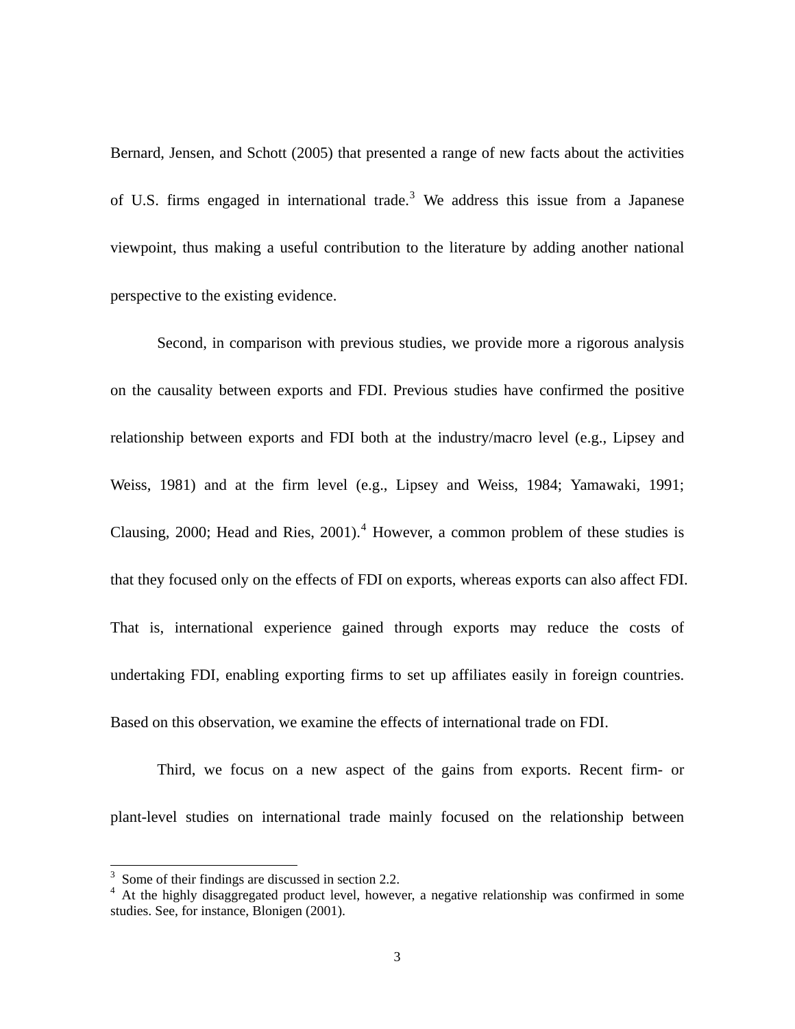Bernard, Jensen, and Schott (2005) that presented a range of new facts about the activities of U.S. firms engaged in international trade.[3] We address this issue from a Japanese viewpoint, thus making a useful contribution to the literature by adding another national perspective to the existing evidence.

Second, in comparison with previous studies, we provide more a rigorous analysis on the causality between exports and FDI. Previous studies have confirmed the positive relationship between exports and FDI both at the industry/macro level (e.g., Lipsey and Weiss, 1981) and at the firm level (e.g., Lipsey and Weiss, 1984; Yamawaki, 1991; Clausing, 2000; Head and Ries, 2001).[4] However, a common problem of these studies is that they focused only on the effects of FDI on exports, whereas exports can also affect FDI. That is, international experience gained through exports may reduce the costs of undertaking FDI, enabling exporting firms to set up affiliates easily in foreign countries. Based on this observation, we examine the effects of international trade on FDI.

Third, we focus on a new aspect of the gains from exports. Recent firm- or plant-level studies on international trade mainly focused on the relationship between

[3] Some of their findings are discussed in section 2.2.

[4] At the highly disaggregated product level, however, a negative relationship was confirmed in some studies. See, for instance, Blonigen (2001).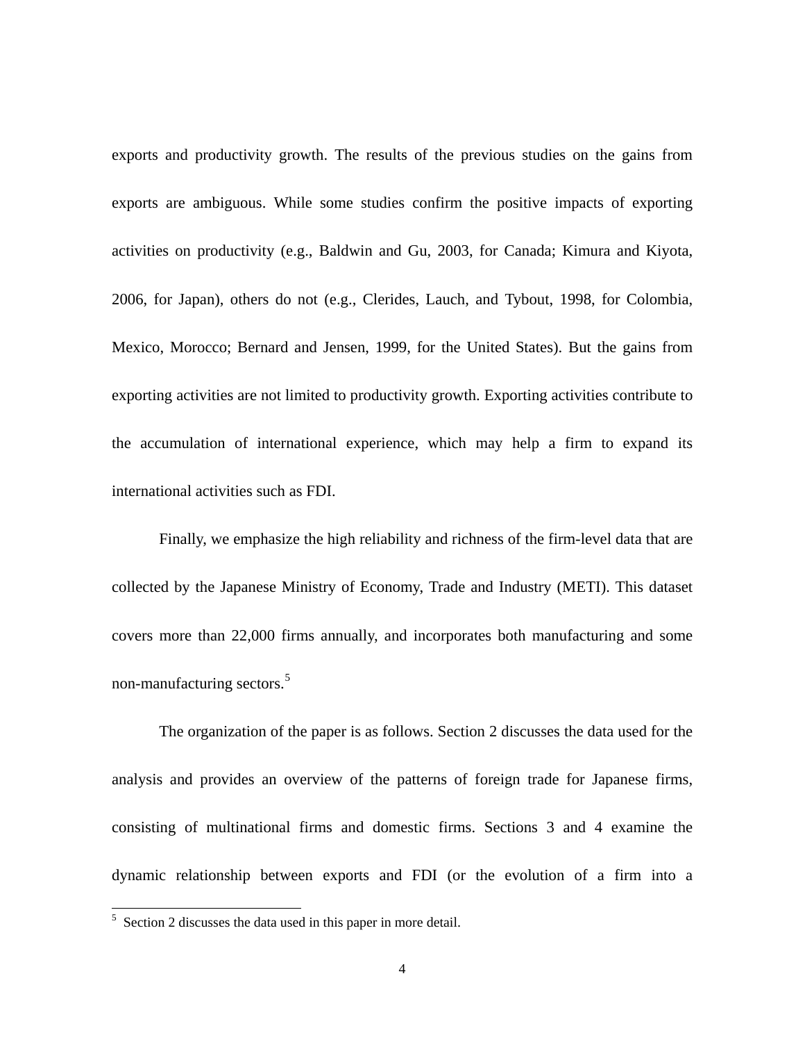exports and productivity growth. The results of the previous studies on the gains from exports are ambiguous. While some studies confirm the positive impacts of exporting activities on productivity (e.g., Baldwin and Gu, 2003, for Canada; Kimura and Kiyota, 2006, for Japan), others do not (e.g., Clerides, Lauch, and Tybout, 1998, for Colombia, Mexico, Morocco; Bernard and Jensen, 1999, for the United States). But the gains from exporting activities are not limited to productivity growth. Exporting activities contribute to the accumulation of international experience, which may help a firm to expand its international activities such as FDI.

Finally, we emphasize the high reliability and richness of the firm-level data that are collected by the Japanese Ministry of Economy, Trade and Industry (METI). This dataset covers more than 22,000 firms annually, and incorporates both manufacturing and some non-manufacturing sectors.[5]

The organization of the paper is as follows. Section 2 discusses the data used for the analysis and provides an overview of the patterns of foreign trade for Japanese firms, consisting of multinational firms and domestic firms. Sections 3 and 4 examine the dynamic relationship between exports and FDI (or the evolution of a firm into a

---

[5] Section 2 discusses the data used in this paper in more detail.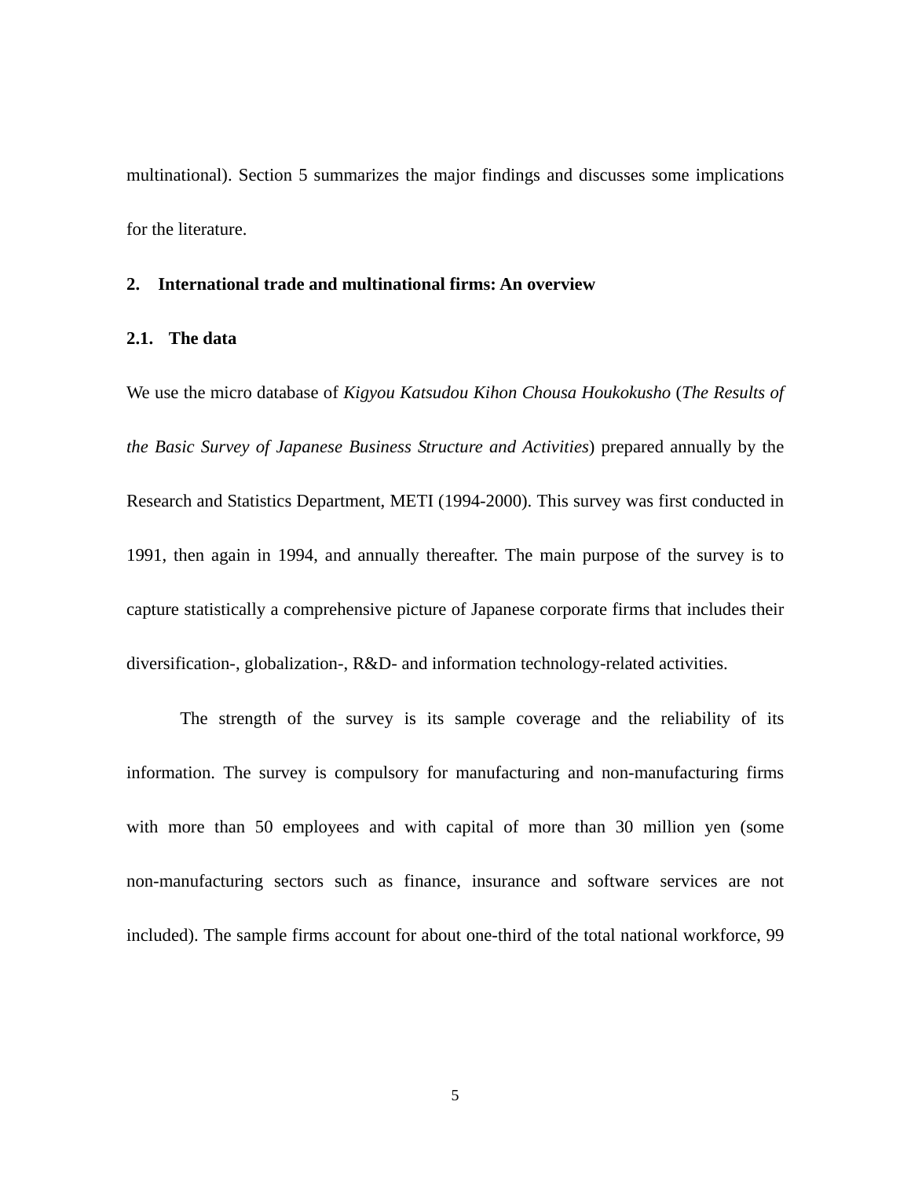multinational). Section 5 summarizes the major findings and discusses some implications for the literature.

## 2. International trade and multinational firms: An overview

### 2.1. The data

We use the micro database of *Kigyou Katsudou Kihon Chousa Houkokusho* (*The Results of the Basic Survey of Japanese Business Structure and Activities*) prepared annually by the Research and Statistics Department, METI (1994-2000). This survey was first conducted in 1991, then again in 1994, and annually thereafter. The main purpose of the survey is to capture statistically a comprehensive picture of Japanese corporate firms that includes their diversification-, globalization-, R&D- and information technology-related activities.

The strength of the survey is its sample coverage and the reliability of its information. The survey is compulsory for manufacturing and non-manufacturing firms with more than 50 employees and with capital of more than 30 million yen (some non-manufacturing sectors such as finance, insurance and software services are not included). The sample firms account for about one-third of the total national workforce, 99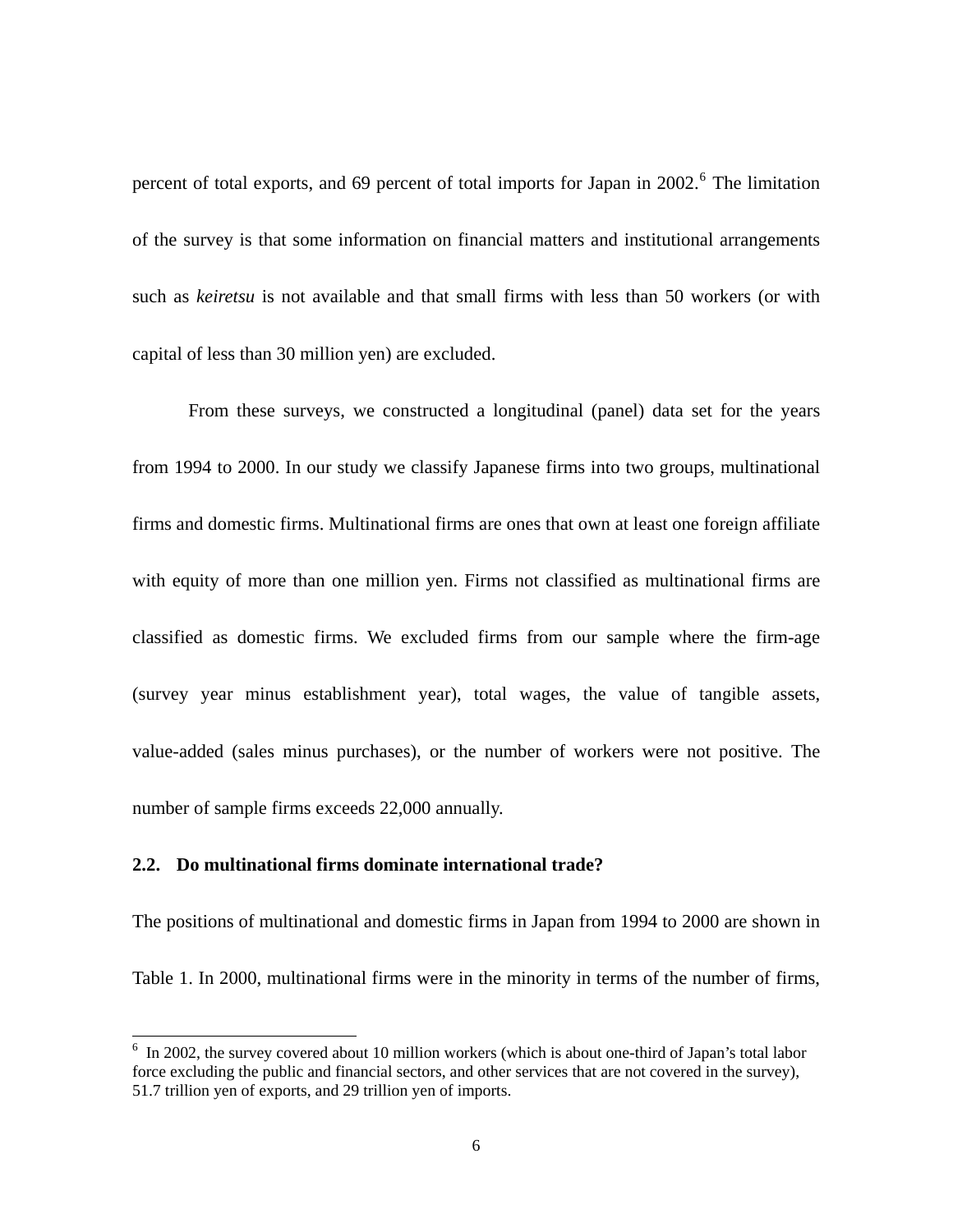percent of total exports, and 69 percent of total imports for Japan in 2002.[6] The limitation of the survey is that some information on financial matters and institutional arrangements such as *keiretsu* is not available and that small firms with less than 50 workers (or with capital of less than 30 million yen) are excluded.

From these surveys, we constructed a longitudinal (panel) data set for the years from 1994 to 2000. In our study we classify Japanese firms into two groups, multinational firms and domestic firms. Multinational firms are ones that own at least one foreign affiliate with equity of more than one million yen. Firms not classified as multinational firms are classified as domestic firms. We excluded firms from our sample where the firm-age (survey year minus establishment year), total wages, the value of tangible assets, value-added (sales minus purchases), or the number of workers were not positive. The number of sample firms exceeds 22,000 annually.

### 2.2. Do multinational firms dominate international trade?

The positions of multinational and domestic firms in Japan from 1994 to 2000 are shown in Table 1. In 2000, multinational firms were in the minority in terms of the number of firms,

---

[6] In 2002, the survey covered about 10 million workers (which is about one-third of Japan's total labor force excluding the public and financial sectors, and other services that are not covered in the survey), 51.7 trillion yen of exports, and 29 trillion yen of imports.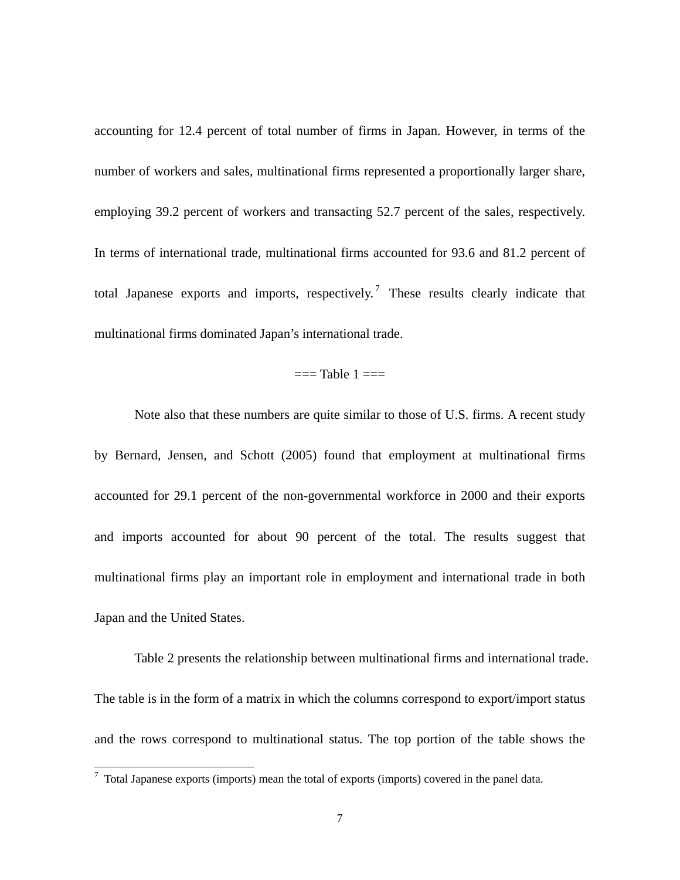accounting for 12.4 percent of total number of firms in Japan. However, in terms of the number of workers and sales, multinational firms represented a proportionally larger share, employing 39.2 percent of workers and transacting 52.7 percent of the sales, respectively. In terms of international trade, multinational firms accounted for 93.6 and 81.2 percent of total Japanese exports and imports, respectively.[7] These results clearly indicate that multinational firms dominated Japan's international trade.

=== Table 1 ===

Note also that these numbers are quite similar to those of U.S. firms. A recent study by Bernard, Jensen, and Schott (2005) found that employment at multinational firms accounted for 29.1 percent of the non-governmental workforce in 2000 and their exports and imports accounted for about 90 percent of the total. The results suggest that multinational firms play an important role in employment and international trade in both Japan and the United States.

Table 2 presents the relationship between multinational firms and international trade. The table is in the form of a matrix in which the columns correspond to export/import status and the rows correspond to multinational status. The top portion of the table shows the

[7] Total Japanese exports (imports) mean the total of exports (imports) covered in the panel data.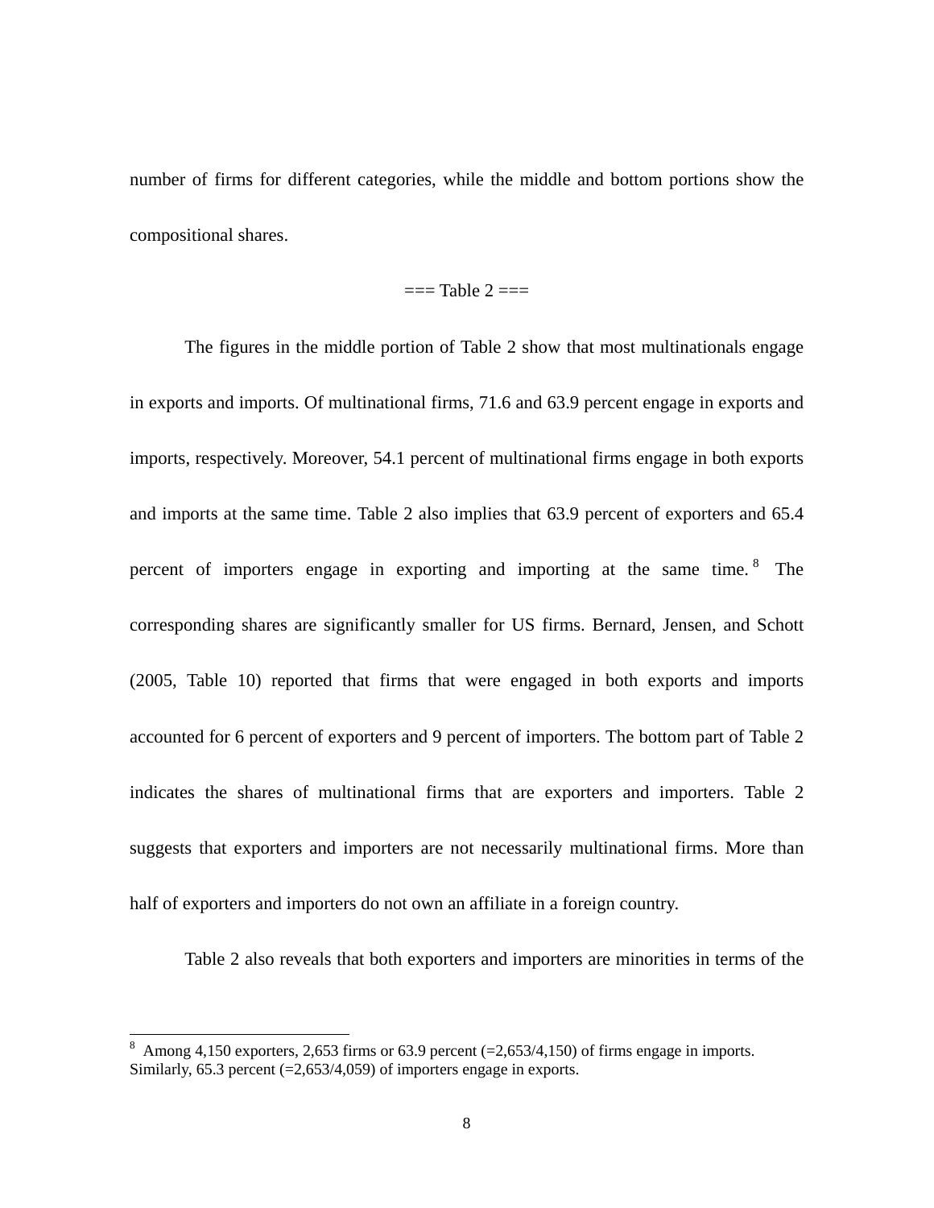number of firms for different categories, while the middle and bottom portions show the compositional shares.

=== Table 2 ===

The figures in the middle portion of Table 2 show that most multinationals engage in exports and imports. Of multinational firms, 71.6 and 63.9 percent engage in exports and imports, respectively. Moreover, 54.1 percent of multinational firms engage in both exports and imports at the same time. Table 2 also implies that 63.9 percent of exporters and 65.4 percent of importers engage in exporting and importing at the same time.[8] The corresponding shares are significantly smaller for US firms. Bernard, Jensen, and Schott (2005, Table 10) reported that firms that were engaged in both exports and imports accounted for 6 percent of exporters and 9 percent of importers. The bottom part of Table 2 indicates the shares of multinational firms that are exporters and importers. Table 2 suggests that exporters and importers are not necessarily multinational firms. More than half of exporters and importers do not own an affiliate in a foreign country.

Table 2 also reveals that both exporters and importers are minorities in terms of the

---

[8] Among 4,150 exporters, 2,653 firms or 63.9 percent (=2,653/4,150) of firms engage in imports. Similarly, 65.3 percent (=2,653/4,059) of importers engage in exports.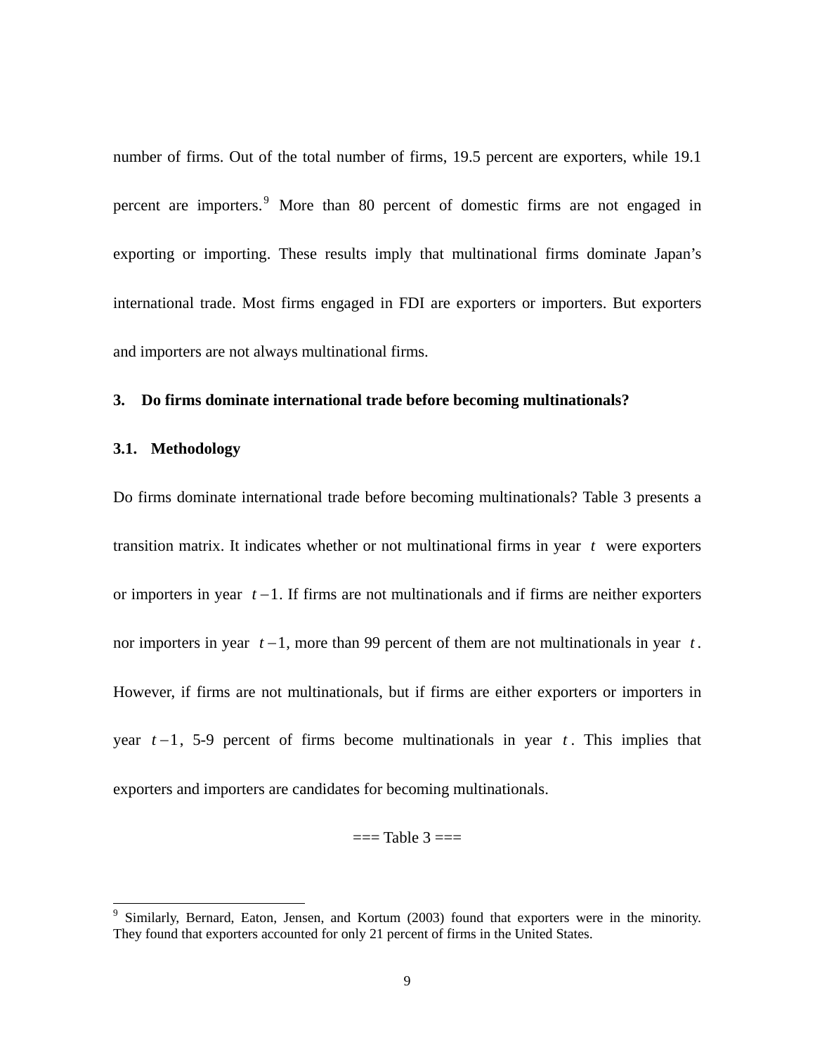number of firms. Out of the total number of firms, 19.5 percent are exporters, while 19.1 percent are importers.[9] More than 80 percent of domestic firms are not engaged in exporting or importing. These results imply that multinational firms dominate Japan's international trade. Most firms engaged in FDI are exporters or importers. But exporters and importers are not always multinational firms.

## 3. Do firms dominate international trade before becoming multinationals?

### 3.1. Methodology

Do firms dominate international trade before becoming multinationals? Table 3 presents a transition matrix. It indicates whether or not multinational firms in year $t$ were exporters or importers in year $t-1$. If firms are not multinationals and if firms are neither exporters nor importers in year $t-1$, more than 99 percent of them are not multinationals in year $t$. However, if firms are not multinationals, but if firms are either exporters or importers in year $t-1$, 5-9 percent of firms become multinationals in year $t$. This implies that exporters and importers are candidates for becoming multinationals.

=== Table 3 ===

[9] Similarly, Bernard, Eaton, Jensen, and Kortum (2003) found that exporters were in the minority. They found that exporters accounted for only 21 percent of firms in the United States.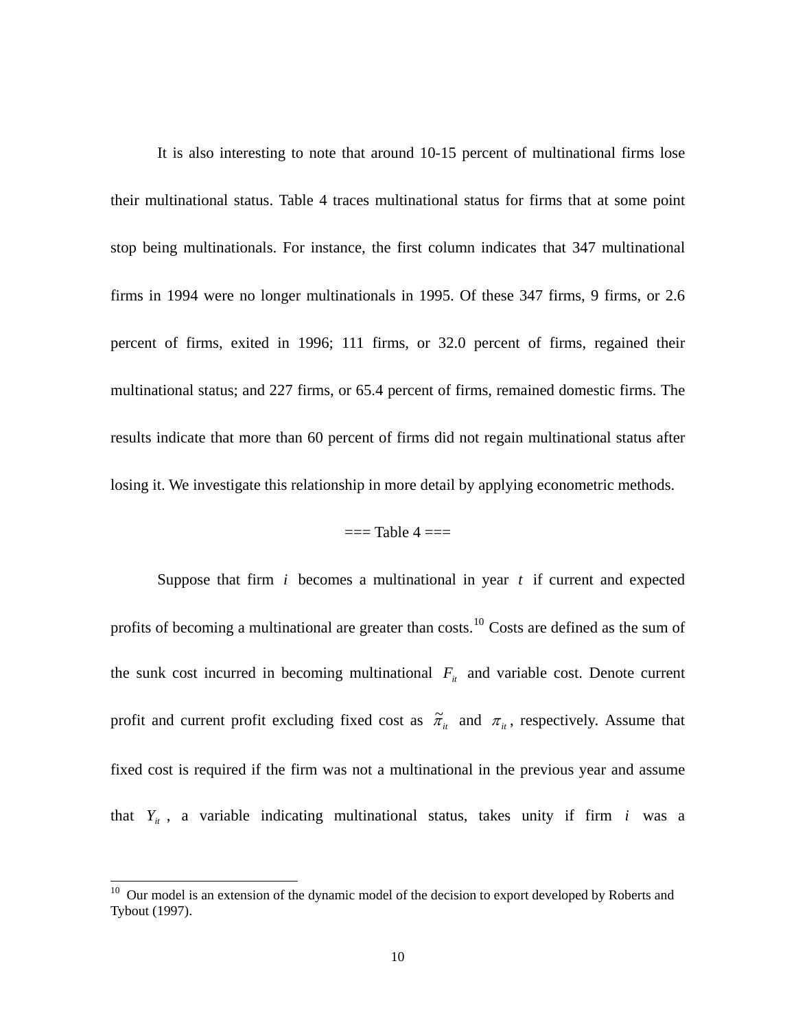It is also interesting to note that around 10-15 percent of multinational firms lose their multinational status. Table 4 traces multinational status for firms that at some point stop being multinationals. For instance, the first column indicates that 347 multinational firms in 1994 were no longer multinationals in 1995. Of these 347 firms, 9 firms, or 2.6 percent of firms, exited in 1996; 111 firms, or 32.0 percent of firms, regained their multinational status; and 227 firms, or 65.4 percent of firms, remained domestic firms. The results indicate that more than 60 percent of firms did not regain multinational status after losing it. We investigate this relationship in more detail by applying econometric methods.

=== Table 4 ===

Suppose that firm $i$ becomes a multinational in year $t$ if current and expected profits of becoming a multinational are greater than costs.[10] Costs are defined as the sum of the sunk cost incurred in becoming multinational $F_{it}$ and variable cost. Denote current profit and current profit excluding fixed cost as $\tilde{\pi}_{it}$ and $\pi_{it}$, respectively. Assume that fixed cost is required if the firm was not a multinational in the previous year and assume that $Y_{it}$, a variable indicating multinational status, takes unity if firm $i$ was a

[10] Our model is an extension of the dynamic model of the decision to export developed by Roberts and Tybout (1997).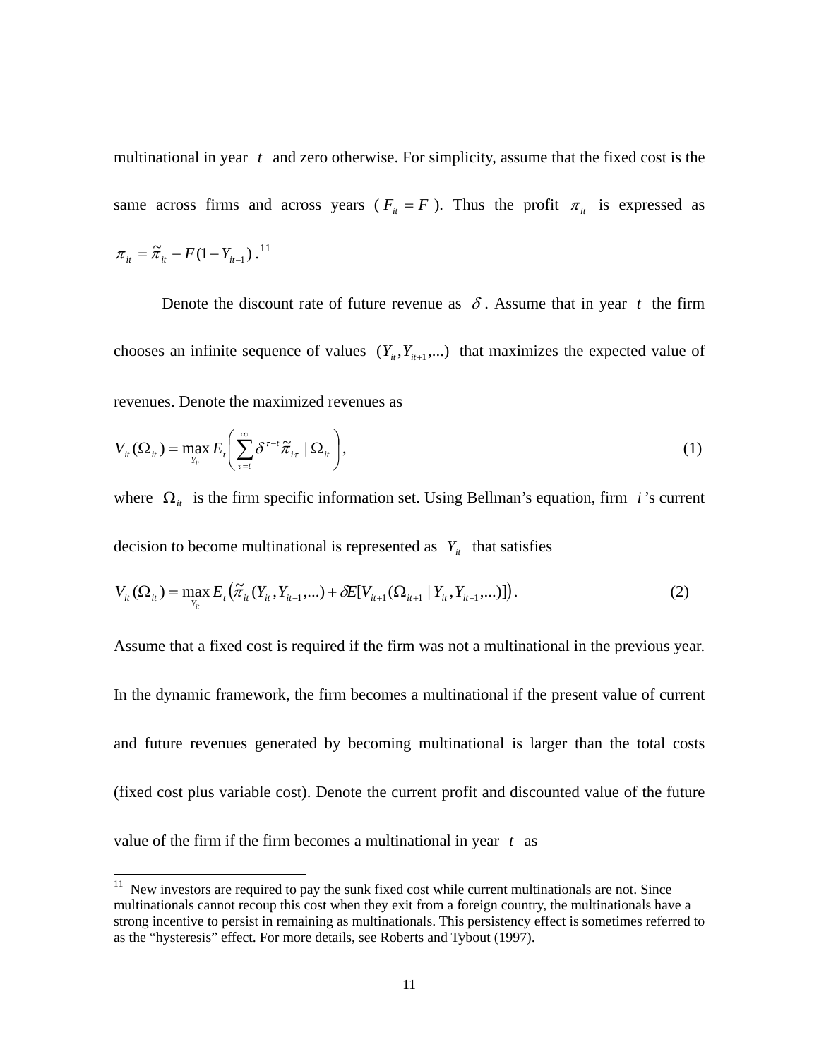multinational in year $t$ and zero otherwise. For simplicity, assume that the fixed cost is the same across firms and across years ($F_{it} = F$). Thus the profit $\pi_{it}$ is expressed as $\pi_{it} = \tilde{\pi}_{it} - F(1 - Y_{it-1})$.[11]

Denote the discount rate of future revenue as $\delta$. Assume that in year $t$ the firm chooses an infinite sequence of values $(Y_{it}, Y_{it+1}, ...)$ that maximizes the expected value of revenues. Denote the maximized revenues as

$$V_{it}(\Omega_{it}) = \max_{Y_{it}} E_t \left( \sum_{\tau=t}^{\infty} \delta^{\tau-t} \tilde{\pi}_{i\tau} \mid \Omega_{it} \right), \tag{1}$$

where $\Omega_{it}$ is the firm specific information set. Using Bellman's equation, firm $i$'s current decision to become multinational is represented as $Y_{it}$ that satisfies

$$V_{it}(\Omega_{it}) = \max_{Y_{it}} E_t \left( \tilde{\pi}_{it}(Y_{it}, Y_{it-1}, ...) + \delta E[V_{it+1}(\Omega_{it+1} \mid Y_{it}, Y_{it-1}, ...)] \right). \tag{2}$$

Assume that a fixed cost is required if the firm was not a multinational in the previous year. In the dynamic framework, the firm becomes a multinational if the present value of current and future revenues generated by becoming multinational is larger than the total costs (fixed cost plus variable cost). Denote the current profit and discounted value of the future value of the firm if the firm becomes a multinational in year $t$ as

[11] New investors are required to pay the sunk fixed cost while current multinationals are not. Since multinationals cannot recoup this cost when they exit from a foreign country, the multinationals have a strong incentive to persist in remaining as multinationals. This persistency effect is sometimes referred to as the "hysteresis" effect. For more details, see Roberts and Tybout (1997).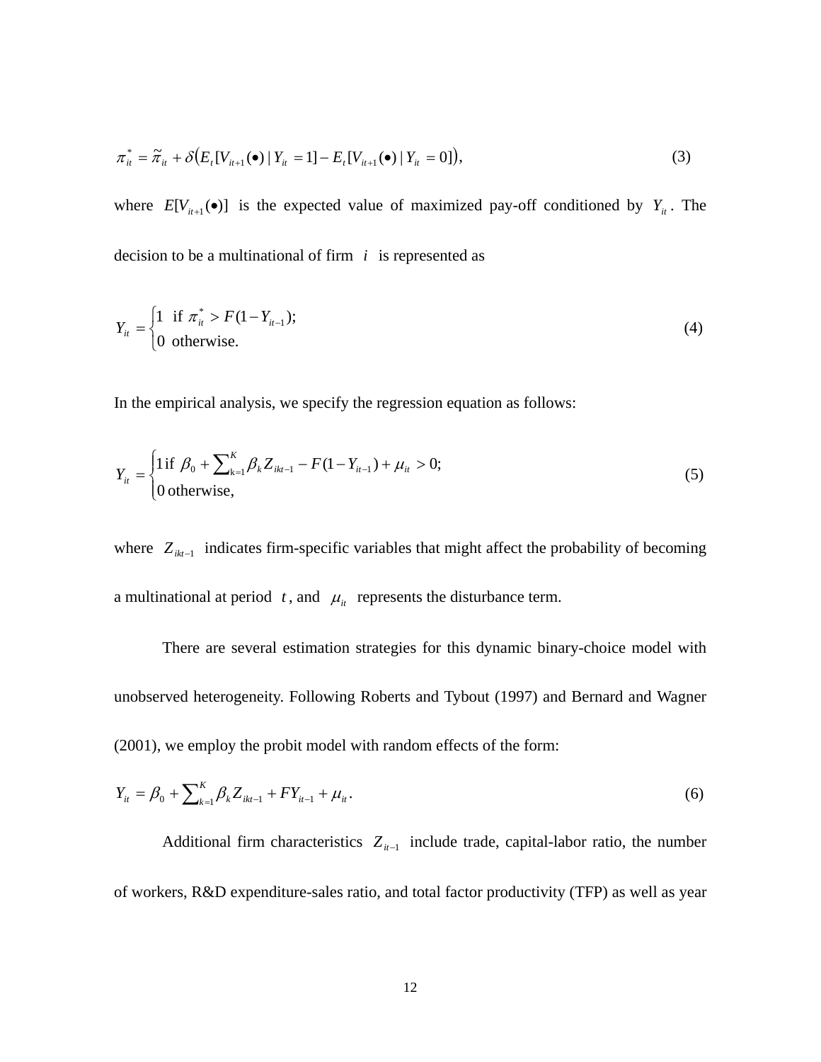$$\pi_{it}^{*} = \tilde{\pi}_{it} + \delta\left(E_t[V_{it+1}(\bullet) \mid Y_{it} = 1] - E_t[V_{it+1}(\bullet) \mid Y_{it} = 0]\right), \tag{3}$$

where $E[V_{it+1}(\bullet)]$ is the expected value of maximized pay-off conditioned by $Y_{it}$. The decision to be a multinational of firm $i$ is represented as

$$Y_{it} = \begin{cases} 1 \text{ if } \pi_{it}^{*} > F(1 - Y_{it-1}); \\ 0 \text{ otherwise.} \end{cases} \tag{4}$$

In the empirical analysis, we specify the regression equation as follows:

$$Y_{it} = \begin{cases} 1 \text{ if } \beta_0 + \sum_{k=1}^{K} \beta_k Z_{ikt-1} - F(1 - Y_{it-1}) + \mu_{it} > 0; \\ 0 \text{ otherwise,} \end{cases} \tag{5}$$

where $Z_{ikt-1}$ indicates firm-specific variables that might affect the probability of becoming a multinational at period $t$, and $\mu_{it}$ represents the disturbance term.

There are several estimation strategies for this dynamic binary-choice model with unobserved heterogeneity. Following Roberts and Tybout (1997) and Bernard and Wagner (2001), we employ the probit model with random effects of the form:

$$Y_{it} = \beta_0 + \sum_{k=1}^{K} \beta_k Z_{ikt-1} + FY_{it-1} + \mu_{it}. \tag{6}$$

Additional firm characteristics $Z_{it-1}$ include trade, capital-labor ratio, the number of workers, R&D expenditure-sales ratio, and total factor productivity (TFP) as well as year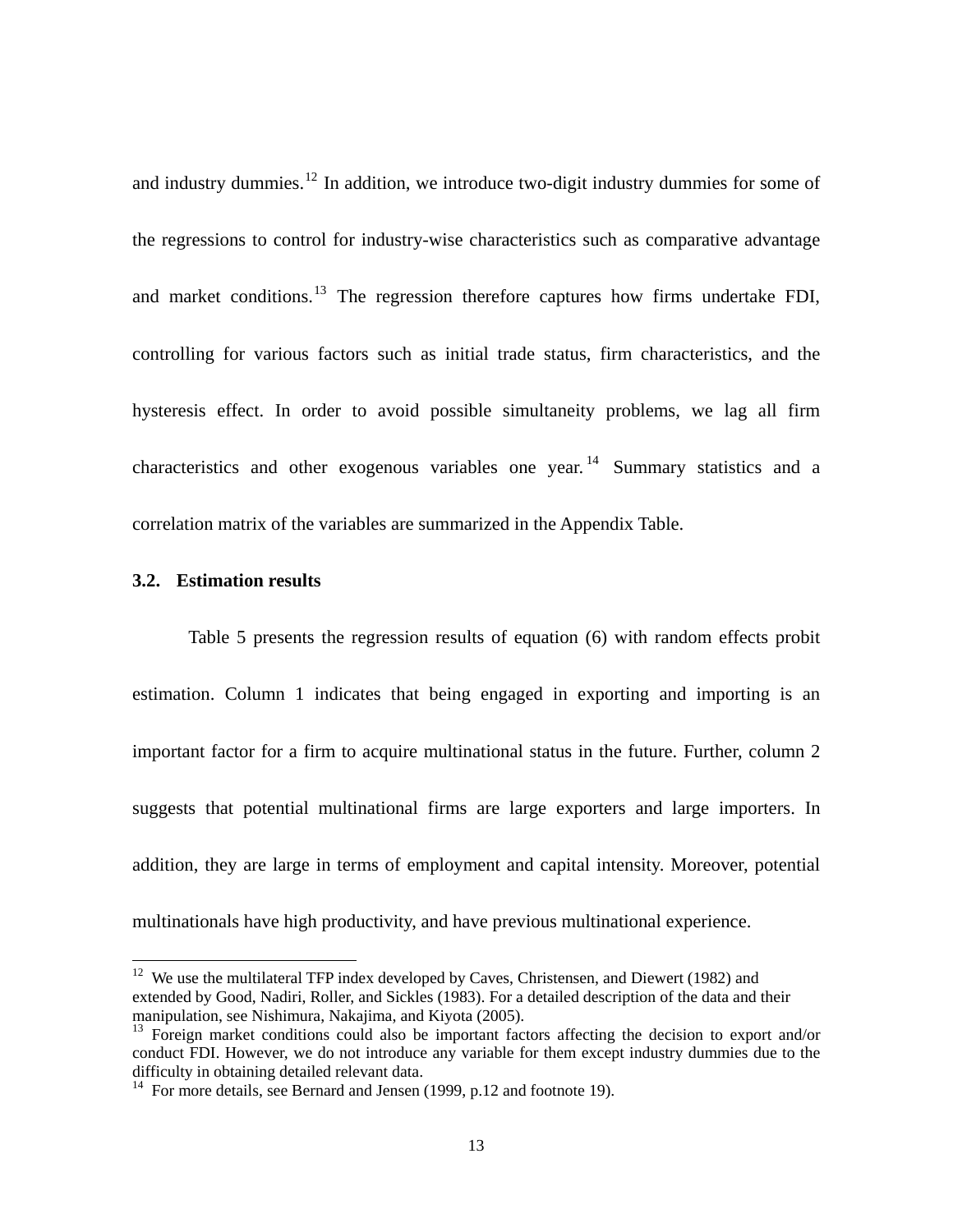and industry dummies.[12] In addition, we introduce two-digit industry dummies for some of the regressions to control for industry-wise characteristics such as comparative advantage and market conditions.[13] The regression therefore captures how firms undertake FDI, controlling for various factors such as initial trade status, firm characteristics, and the hysteresis effect. In order to avoid possible simultaneity problems, we lag all firm characteristics and other exogenous variables one year.[14] Summary statistics and a correlation matrix of the variables are summarized in the Appendix Table.

### 3.2. Estimation results

Table 5 presents the regression results of equation (6) with random effects probit estimation. Column 1 indicates that being engaged in exporting and importing is an important factor for a firm to acquire multinational status in the future. Further, column 2 suggests that potential multinational firms are large exporters and large importers. In addition, they are large in terms of employment and capital intensity. Moreover, potential multinationals have high productivity, and have previous multinational experience.

---

[12] We use the multilateral TFP index developed by Caves, Christensen, and Diewert (1982) and extended by Good, Nadiri, Roller, and Sickles (1983). For a detailed description of the data and their manipulation, see Nishimura, Nakajima, and Kiyota (2005).

[13] Foreign market conditions could also be important factors affecting the decision to export and/or conduct FDI. However, we do not introduce any variable for them except industry dummies due to the difficulty in obtaining detailed relevant data.

[14] For more details, see Bernard and Jensen (1999, p.12 and footnote 19).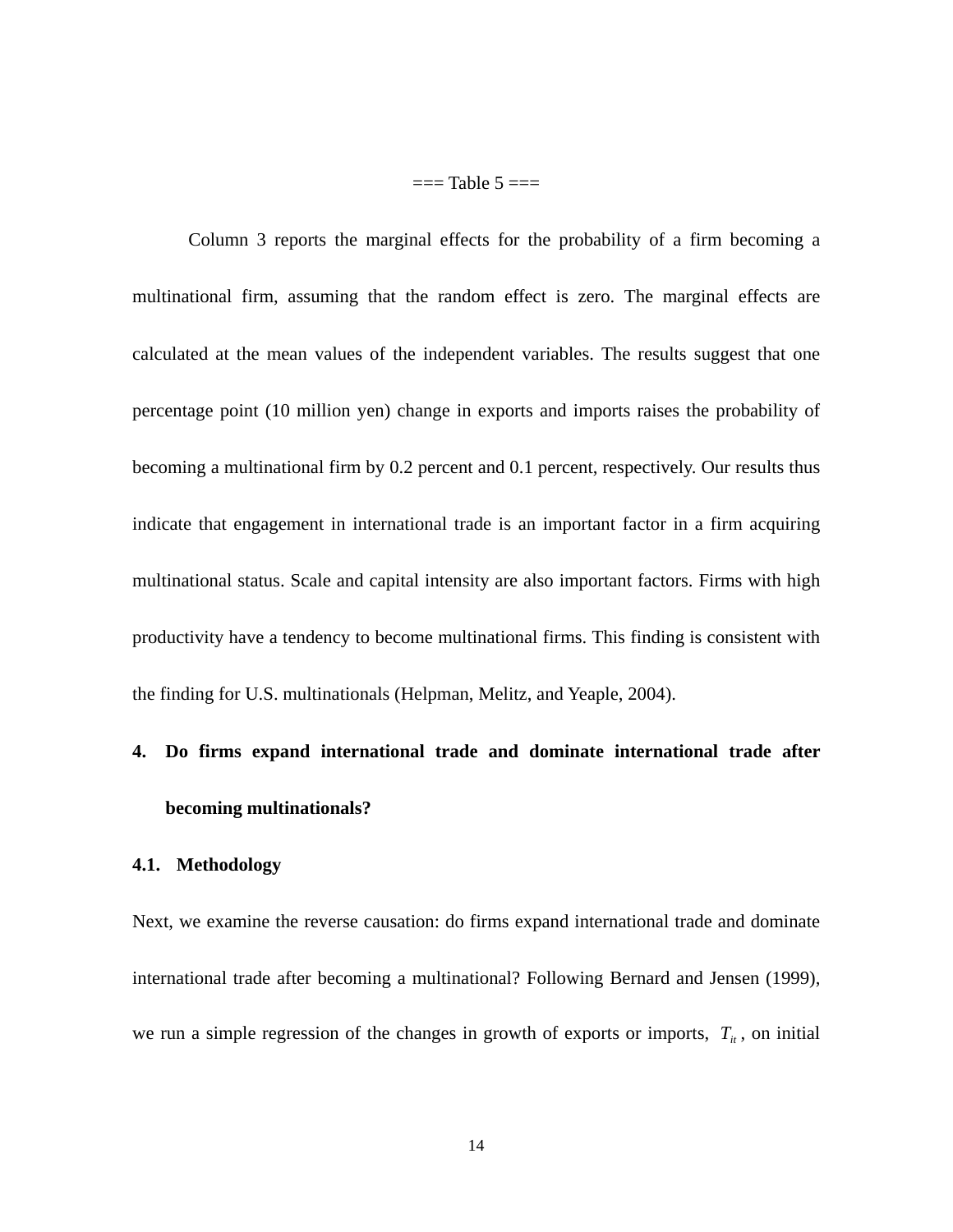=== Table 5 ===

Column 3 reports the marginal effects for the probability of a firm becoming a multinational firm, assuming that the random effect is zero. The marginal effects are calculated at the mean values of the independent variables. The results suggest that one percentage point (10 million yen) change in exports and imports raises the probability of becoming a multinational firm by 0.2 percent and 0.1 percent, respectively. Our results thus indicate that engagement in international trade is an important factor in a firm acquiring multinational status. Scale and capital intensity are also important factors. Firms with high productivity have a tendency to become multinational firms. This finding is consistent with the finding for U.S. multinationals (Helpman, Melitz, and Yeaple, 2004).

## 4. Do firms expand international trade and dominate international trade after becoming multinationals?

### 4.1. Methodology

Next, we examine the reverse causation: do firms expand international trade and dominate international trade after becoming a multinational? Following Bernard and Jensen (1999), we run a simple regression of the changes in growth of exports or imports, $T_{it}$, on initial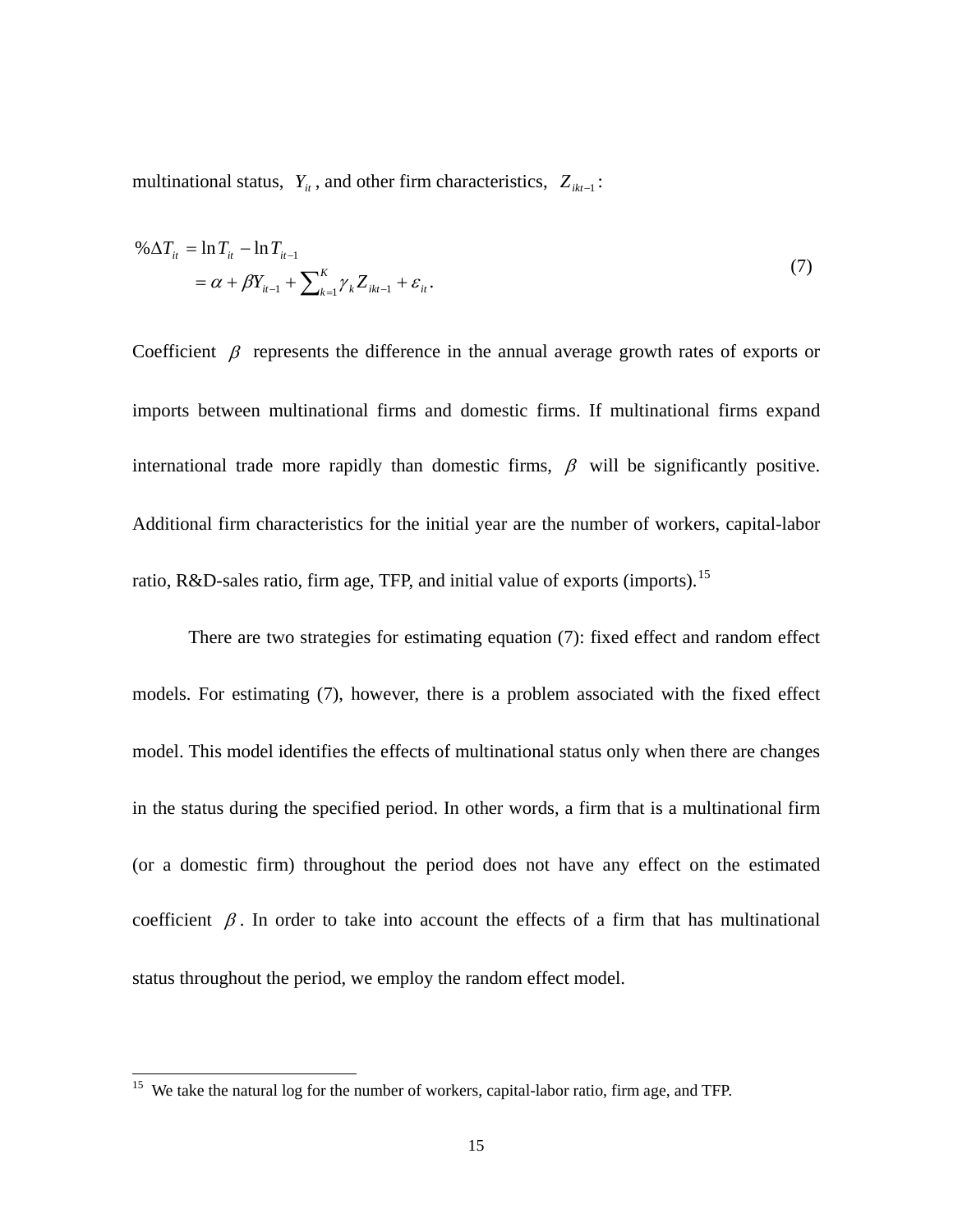multinational status, $Y_{it}$, and other firm characteristics, $Z_{ikt-1}$:

$$
\begin{aligned}
\%\Delta T_{it} &= \ln T_{it} - \ln T_{it-1} \\
&= \alpha + \beta Y_{it-1} + \sum_{k=1}^{K} \gamma_k Z_{ikt-1} + \varepsilon_{it}.
\end{aligned}
\tag{7}
$$

Coefficient $\beta$ represents the difference in the annual average growth rates of exports or imports between multinational firms and domestic firms. If multinational firms expand international trade more rapidly than domestic firms, $\beta$ will be significantly positive. Additional firm characteristics for the initial year are the number of workers, capital-labor ratio, R&D-sales ratio, firm age, TFP, and initial value of exports (imports).[15]

There are two strategies for estimating equation (7): fixed effect and random effect models. For estimating (7), however, there is a problem associated with the fixed effect model. This model identifies the effects of multinational status only when there are changes in the status during the specified period. In other words, a firm that is a multinational firm (or a domestic firm) throughout the period does not have any effect on the estimated coefficient $\beta$. In order to take into account the effects of a firm that has multinational status throughout the period, we employ the random effect model.

---

[15] We take the natural log for the number of workers, capital-labor ratio, firm age, and TFP.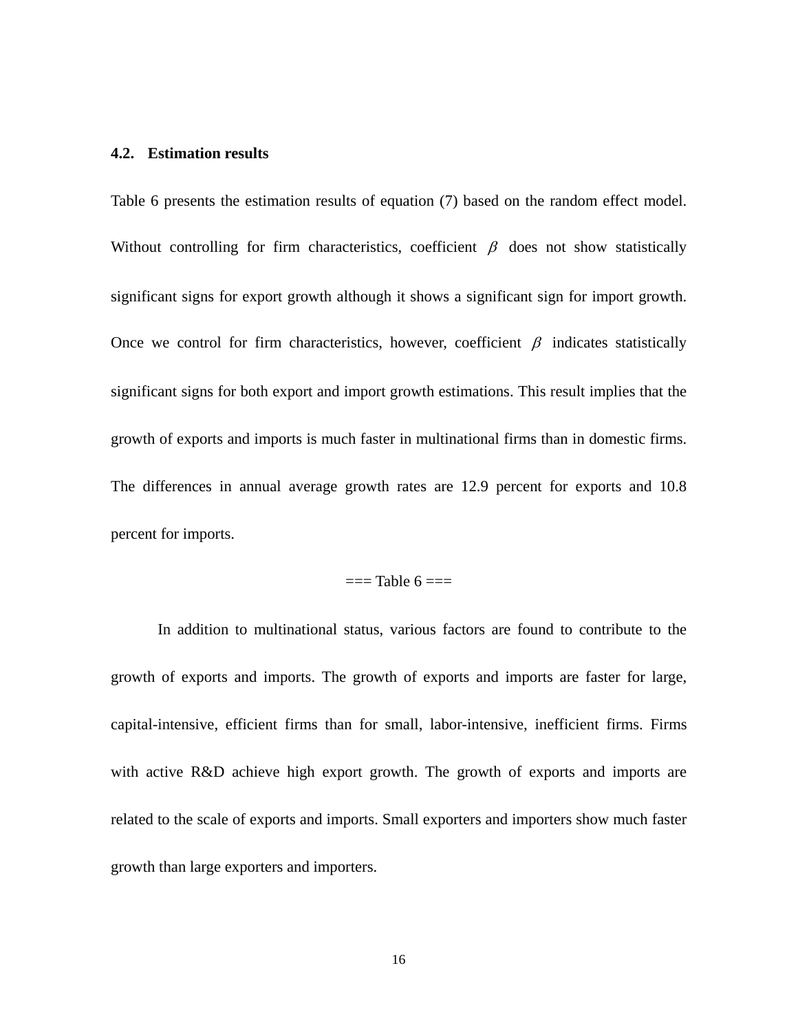### 4.2. Estimation results

Table 6 presents the estimation results of equation (7) based on the random effect model. Without controlling for firm characteristics, coefficient $\beta$ does not show statistically significant signs for export growth although it shows a significant sign for import growth. Once we control for firm characteristics, however, coefficient $\beta$ indicates statistically significant signs for both export and import growth estimations. This result implies that the growth of exports and imports is much faster in multinational firms than in domestic firms. The differences in annual average growth rates are 12.9 percent for exports and 10.8 percent for imports.

=== Table 6 ===

In addition to multinational status, various factors are found to contribute to the growth of exports and imports. The growth of exports and imports are faster for large, capital-intensive, efficient firms than for small, labor-intensive, inefficient firms. Firms with active R&D achieve high export growth. The growth of exports and imports are related to the scale of exports and imports. Small exporters and importers show much faster growth than large exporters and importers.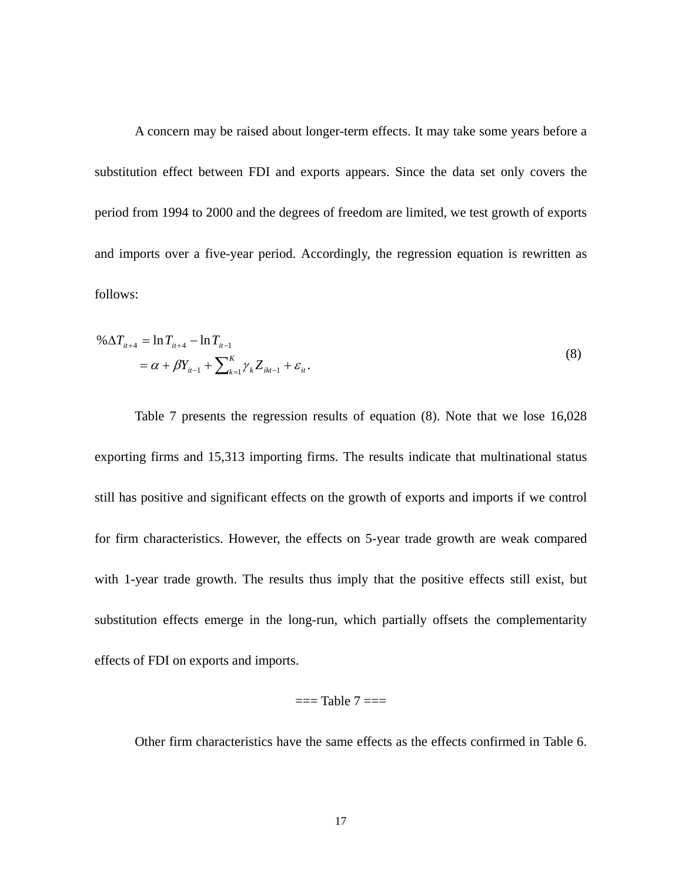A concern may be raised about longer-term effects. It may take some years before a substitution effect between FDI and exports appears. Since the data set only covers the period from 1994 to 2000 and the degrees of freedom are limited, we test growth of exports and imports over a five-year period. Accordingly, the regression equation is rewritten as follows:

$$
\begin{aligned}
\%\Delta T_{it+4} &= \ln T_{it+4} - \ln T_{it-1} \\
&= \alpha + \beta Y_{it-1} + \sum_{k=1}^{K} \gamma_k Z_{ikt-1} + \varepsilon_{it}.
\end{aligned}
\tag{8}
$$

Table 7 presents the regression results of equation (8). Note that we lose 16,028 exporting firms and 15,313 importing firms. The results indicate that multinational status still has positive and significant effects on the growth of exports and imports if we control for firm characteristics. However, the effects on 5-year trade growth are weak compared with 1-year trade growth. The results thus imply that the positive effects still exist, but substitution effects emerge in the long-run, which partially offsets the complementarity effects of FDI on exports and imports.

=== Table 7 ===

Other firm characteristics have the same effects as the effects confirmed in Table 6.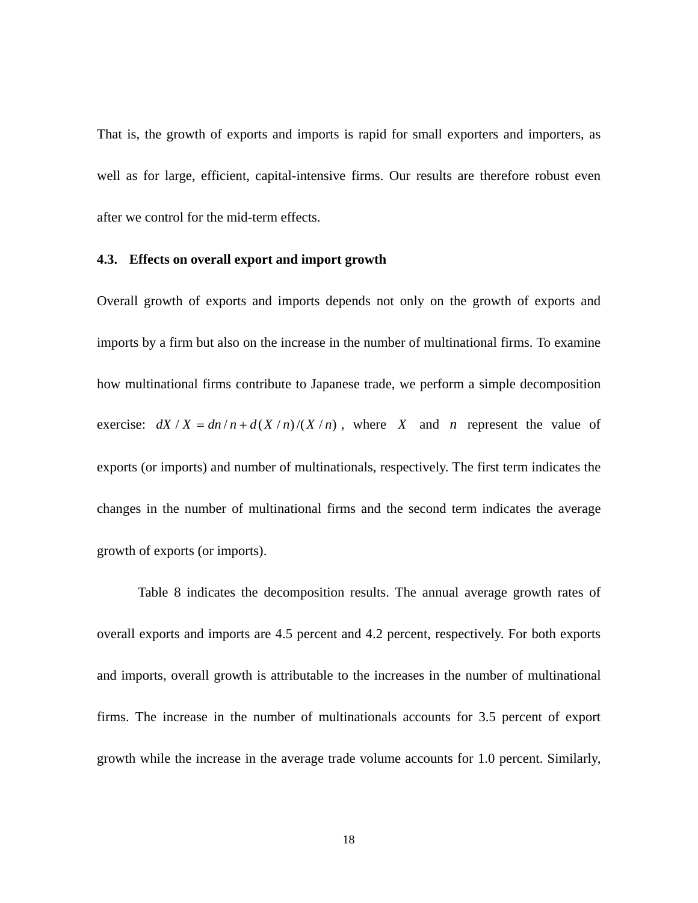That is, the growth of exports and imports is rapid for small exporters and importers, as well as for large, efficient, capital-intensive firms. Our results are therefore robust even after we control for the mid-term effects.

### 4.3. Effects on overall export and import growth

Overall growth of exports and imports depends not only on the growth of exports and imports by a firm but also on the increase in the number of multinational firms. To examine how multinational firms contribute to Japanese trade, we perform a simple decomposition exercise: $dX/X = dn/n + d(X/n)/(X/n)$, where $X$ and $n$ represent the value of exports (or imports) and number of multinationals, respectively. The first term indicates the changes in the number of multinational firms and the second term indicates the average growth of exports (or imports).

Table 8 indicates the decomposition results. The annual average growth rates of overall exports and imports are 4.5 percent and 4.2 percent, respectively. For both exports and imports, overall growth is attributable to the increases in the number of multinational firms. The increase in the number of multinationals accounts for 3.5 percent of export growth while the increase in the average trade volume accounts for 1.0 percent. Similarly,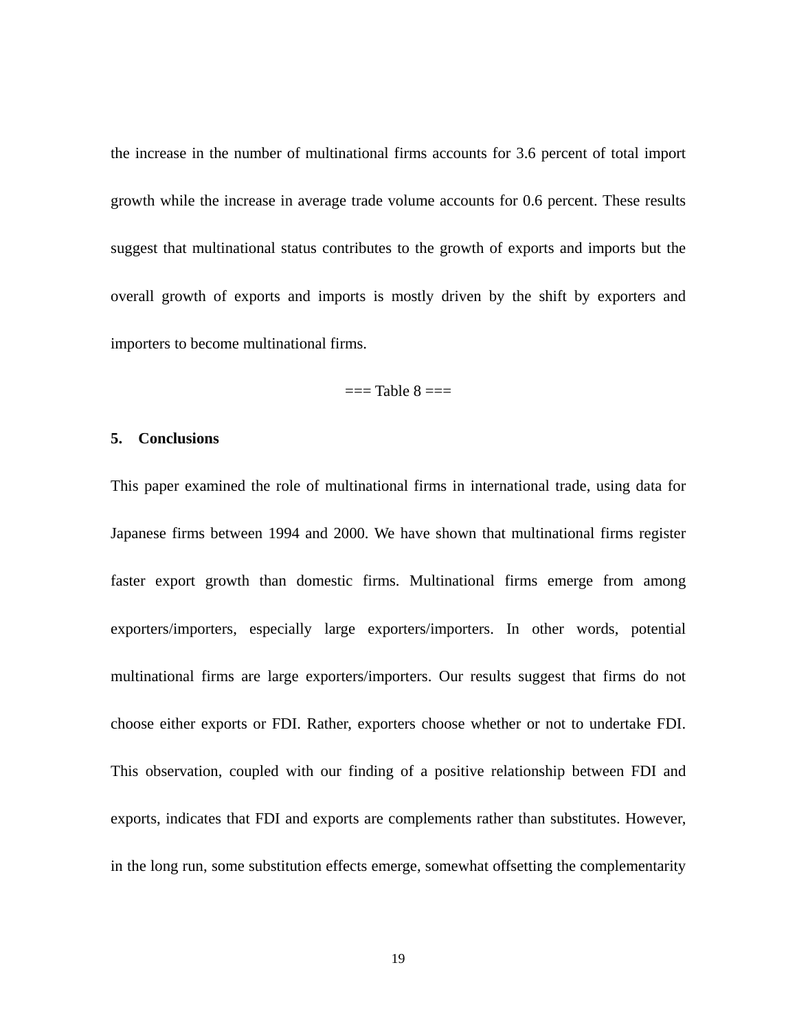the increase in the number of multinational firms accounts for 3.6 percent of total import growth while the increase in average trade volume accounts for 0.6 percent. These results suggest that multinational status contributes to the growth of exports and imports but the overall growth of exports and imports is mostly driven by the shift by exporters and importers to become multinational firms.

=== Table 8 ===

## 5. Conclusions

This paper examined the role of multinational firms in international trade, using data for Japanese firms between 1994 and 2000. We have shown that multinational firms register faster export growth than domestic firms. Multinational firms emerge from among exporters/importers, especially large exporters/importers. In other words, potential multinational firms are large exporters/importers. Our results suggest that firms do not choose either exports or FDI. Rather, exporters choose whether or not to undertake FDI. This observation, coupled with our finding of a positive relationship between FDI and exports, indicates that FDI and exports are complements rather than substitutes. However, in the long run, some substitution effects emerge, somewhat offsetting the complementarity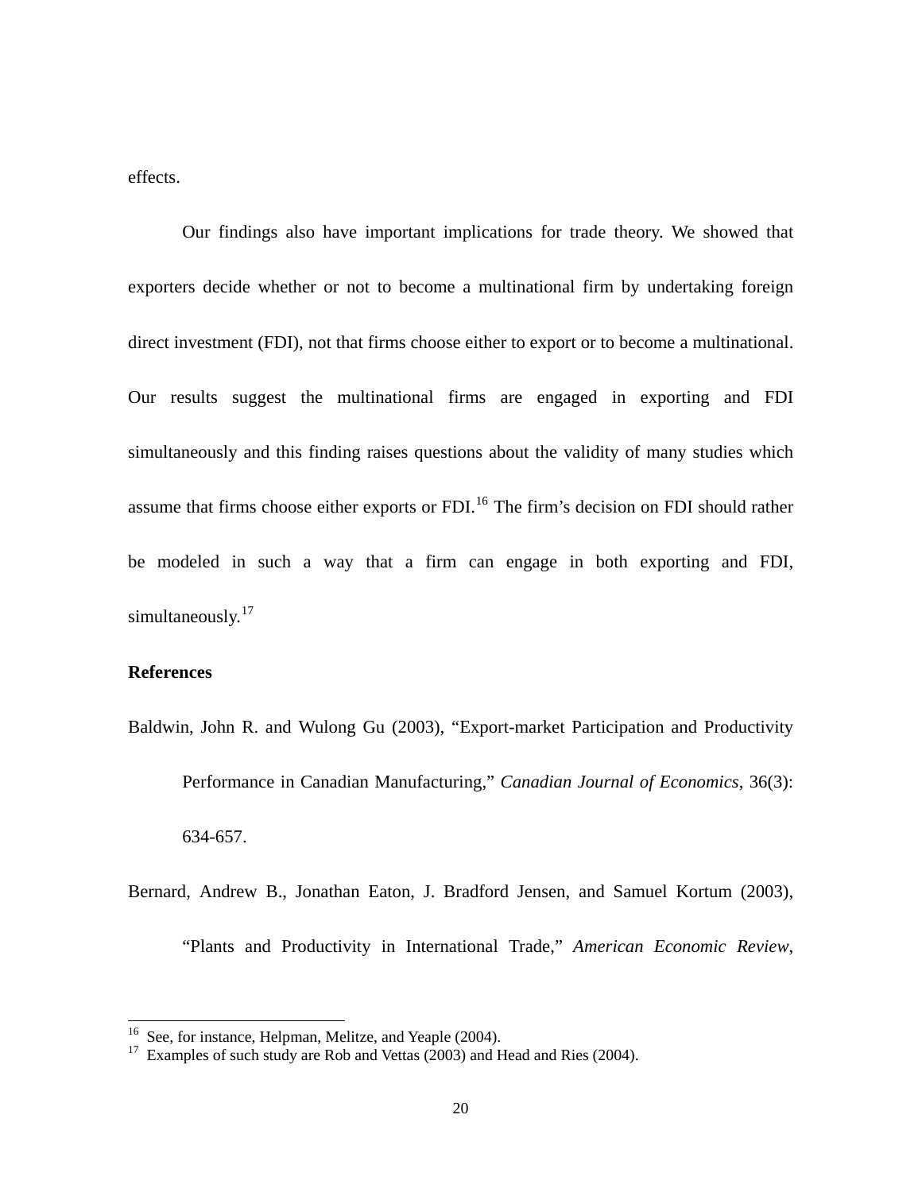effects.

Our findings also have important implications for trade theory. We showed that exporters decide whether or not to become a multinational firm by undertaking foreign direct investment (FDI), not that firms choose either to export or to become a multinational. Our results suggest the multinational firms are engaged in exporting and FDI simultaneously and this finding raises questions about the validity of many studies which assume that firms choose either exports or FDI.[16] The firm's decision on FDI should rather be modeled in such a way that a firm can engage in both exporting and FDI, simultaneously.[17]

## References

Baldwin, John R. and Wulong Gu (2003), "Export-market Participation and Productivity Performance in Canadian Manufacturing," *Canadian Journal of Economics*, 36(3): 634-657.

Bernard, Andrew B., Jonathan Eaton, J. Bradford Jensen, and Samuel Kortum (2003), "Plants and Productivity in International Trade," *American Economic Review*,

---

[16] See, for instance, Helpman, Melitze, and Yeaple (2004).

[17] Examples of such study are Rob and Vettas (2003) and Head and Ries (2004).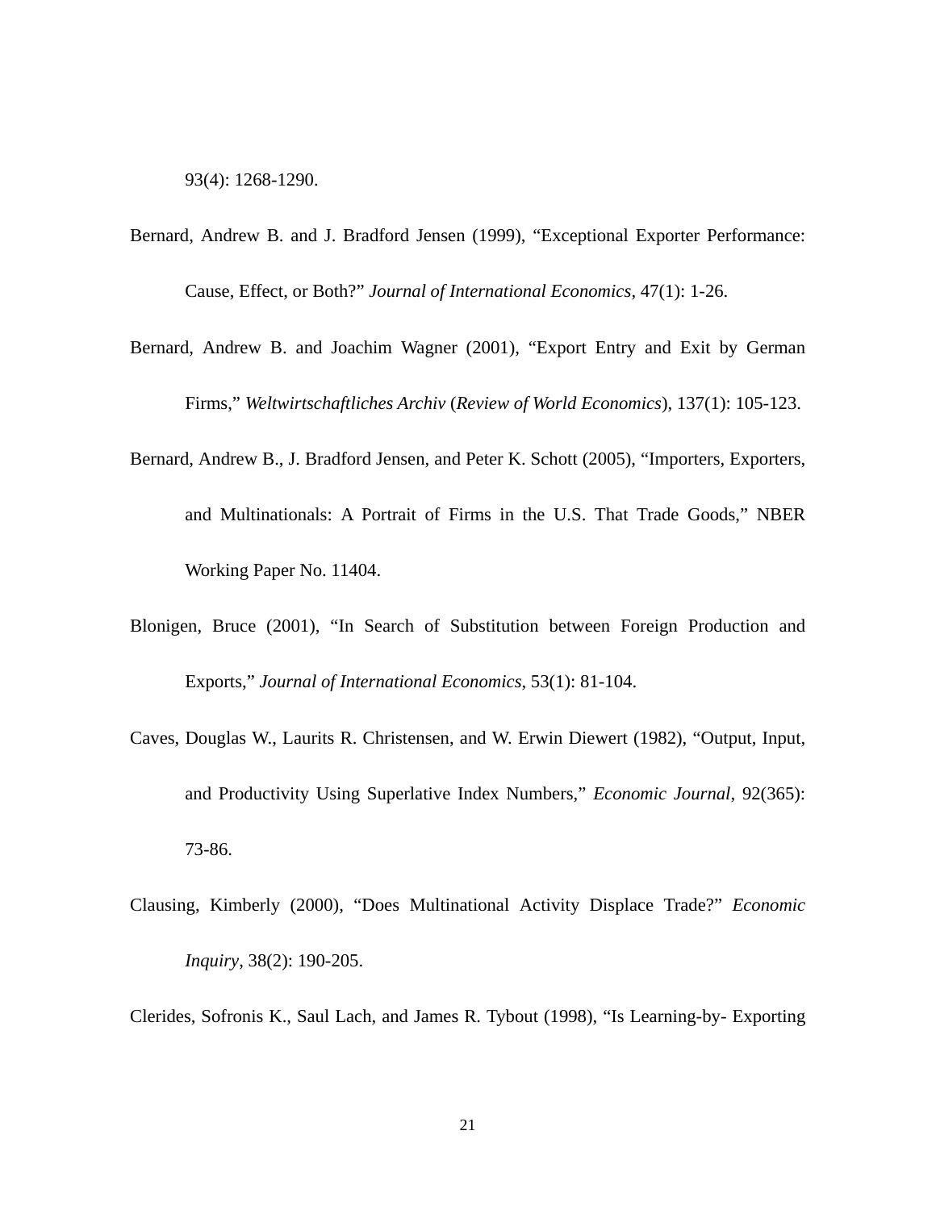93(4): 1268-1290.

Bernard, Andrew B. and J. Bradford Jensen (1999), "Exceptional Exporter Performance: Cause, Effect, or Both?" *Journal of International Economics*, 47(1): 1-26.

Bernard, Andrew B. and Joachim Wagner (2001), "Export Entry and Exit by German Firms," *Weltwirtschaftliches Archiv* (*Review of World Economics*), 137(1): 105-123.

Bernard, Andrew B., J. Bradford Jensen, and Peter K. Schott (2005), "Importers, Exporters, and Multinationals: A Portrait of Firms in the U.S. That Trade Goods," NBER Working Paper No. 11404.

Blonigen, Bruce (2001), "In Search of Substitution between Foreign Production and Exports," *Journal of International Economics*, 53(1): 81-104.

Caves, Douglas W., Laurits R. Christensen, and W. Erwin Diewert (1982), "Output, Input, and Productivity Using Superlative Index Numbers," *Economic Journal*, 92(365): 73-86.

Clausing, Kimberly (2000), "Does Multinational Activity Displace Trade?" *Economic Inquiry*, 38(2): 190-205.

Clerides, Sofronis K., Saul Lach, and James R. Tybout (1998), "Is Learning-by- Exporting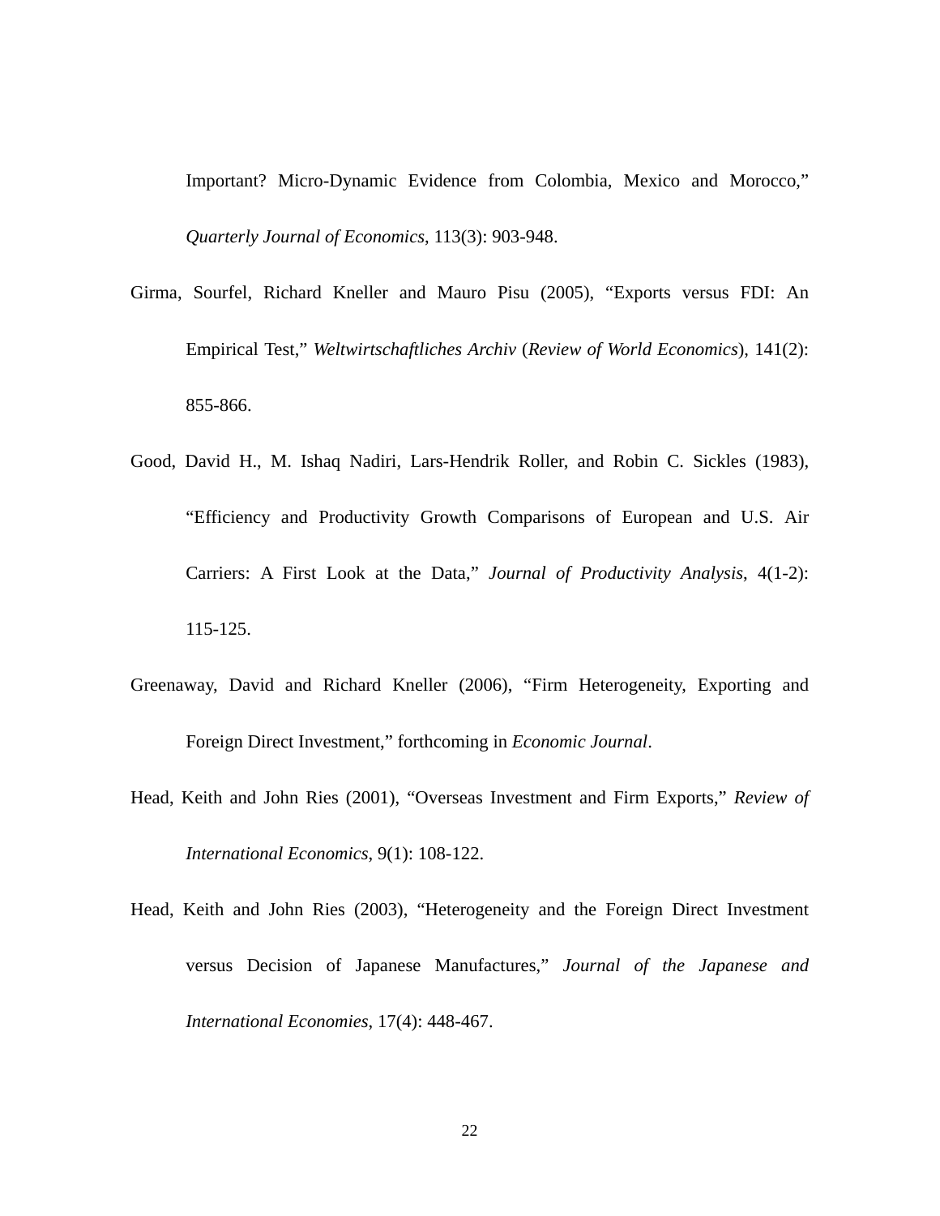Important? Micro-Dynamic Evidence from Colombia, Mexico and Morocco," *Quarterly Journal of Economics*, 113(3): 903-948.

Girma, Sourfel, Richard Kneller and Mauro Pisu (2005), "Exports versus FDI: An Empirical Test," *Weltwirtschaftliches Archiv* (*Review of World Economics*), 141(2): 855-866.

Good, David H., M. Ishaq Nadiri, Lars-Hendrik Roller, and Robin C. Sickles (1983), "Efficiency and Productivity Growth Comparisons of European and U.S. Air Carriers: A First Look at the Data," *Journal of Productivity Analysis*, 4(1-2): 115-125.

Greenaway, David and Richard Kneller (2006), "Firm Heterogeneity, Exporting and Foreign Direct Investment," forthcoming in *Economic Journal*.

Head, Keith and John Ries (2001), "Overseas Investment and Firm Exports," *Review of International Economics*, 9(1): 108-122.

Head, Keith and John Ries (2003), "Heterogeneity and the Foreign Direct Investment versus Decision of Japanese Manufactures," *Journal of the Japanese and International Economies*, 17(4): 448-467.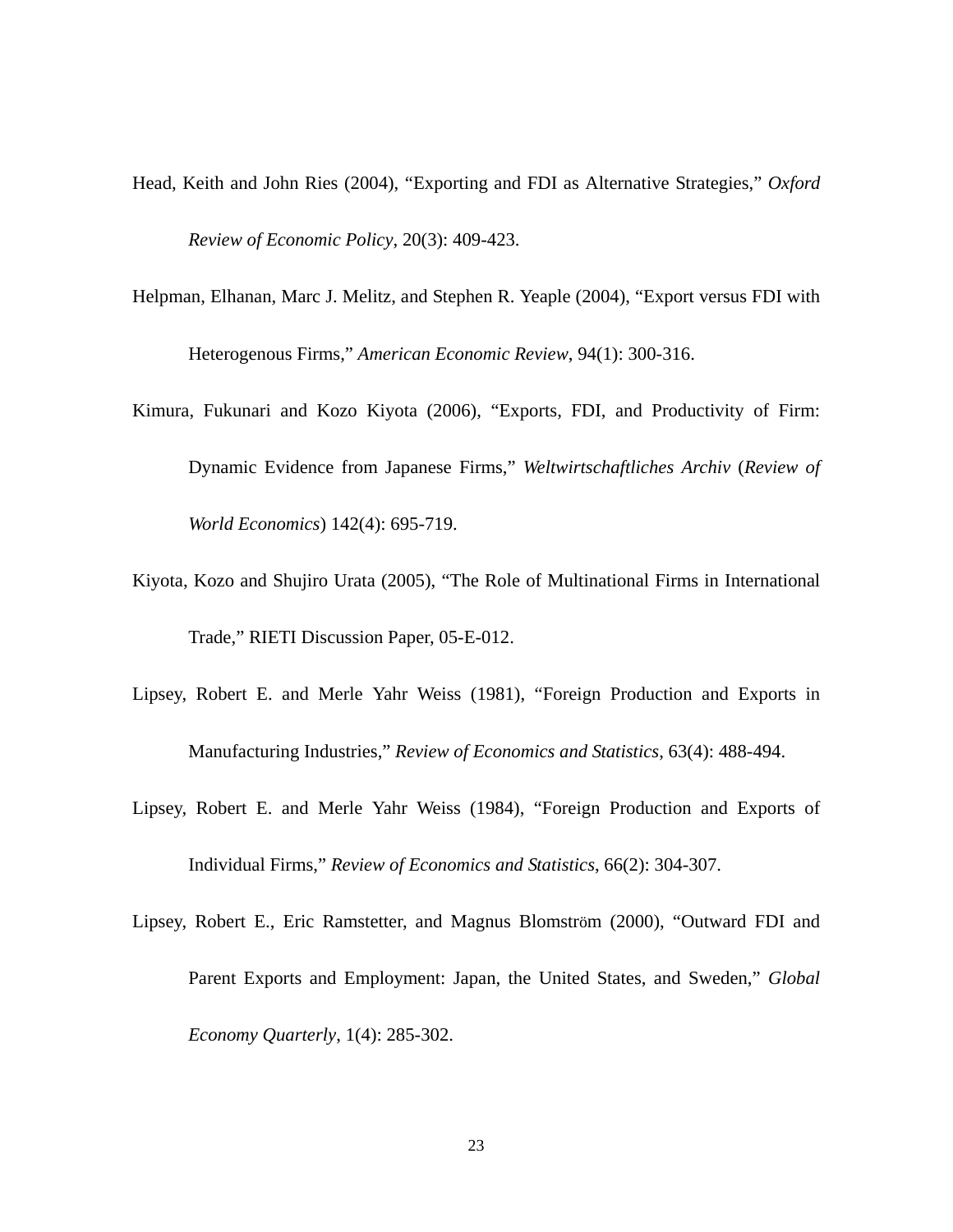Head, Keith and John Ries (2004), "Exporting and FDI as Alternative Strategies," *Oxford Review of Economic Policy*, 20(3): 409-423.

Helpman, Elhanan, Marc J. Melitz, and Stephen R. Yeaple (2004), "Export versus FDI with Heterogenous Firms," *American Economic Review*, 94(1): 300-316.

Kimura, Fukunari and Kozo Kiyota (2006), "Exports, FDI, and Productivity of Firm: Dynamic Evidence from Japanese Firms," *Weltwirtschaftliches Archiv* (*Review of World Economics*) 142(4): 695-719.

Kiyota, Kozo and Shujiro Urata (2005), "The Role of Multinational Firms in International Trade," RIETI Discussion Paper, 05-E-012.

Lipsey, Robert E. and Merle Yahr Weiss (1981), "Foreign Production and Exports in Manufacturing Industries," *Review of Economics and Statistics*, 63(4): 488-494.

Lipsey, Robert E. and Merle Yahr Weiss (1984), "Foreign Production and Exports of Individual Firms," *Review of Economics and Statistics*, 66(2): 304-307.

Lipsey, Robert E., Eric Ramstetter, and Magnus Blomström (2000), "Outward FDI and Parent Exports and Employment: Japan, the United States, and Sweden," *Global Economy Quarterly*, 1(4): 285-302.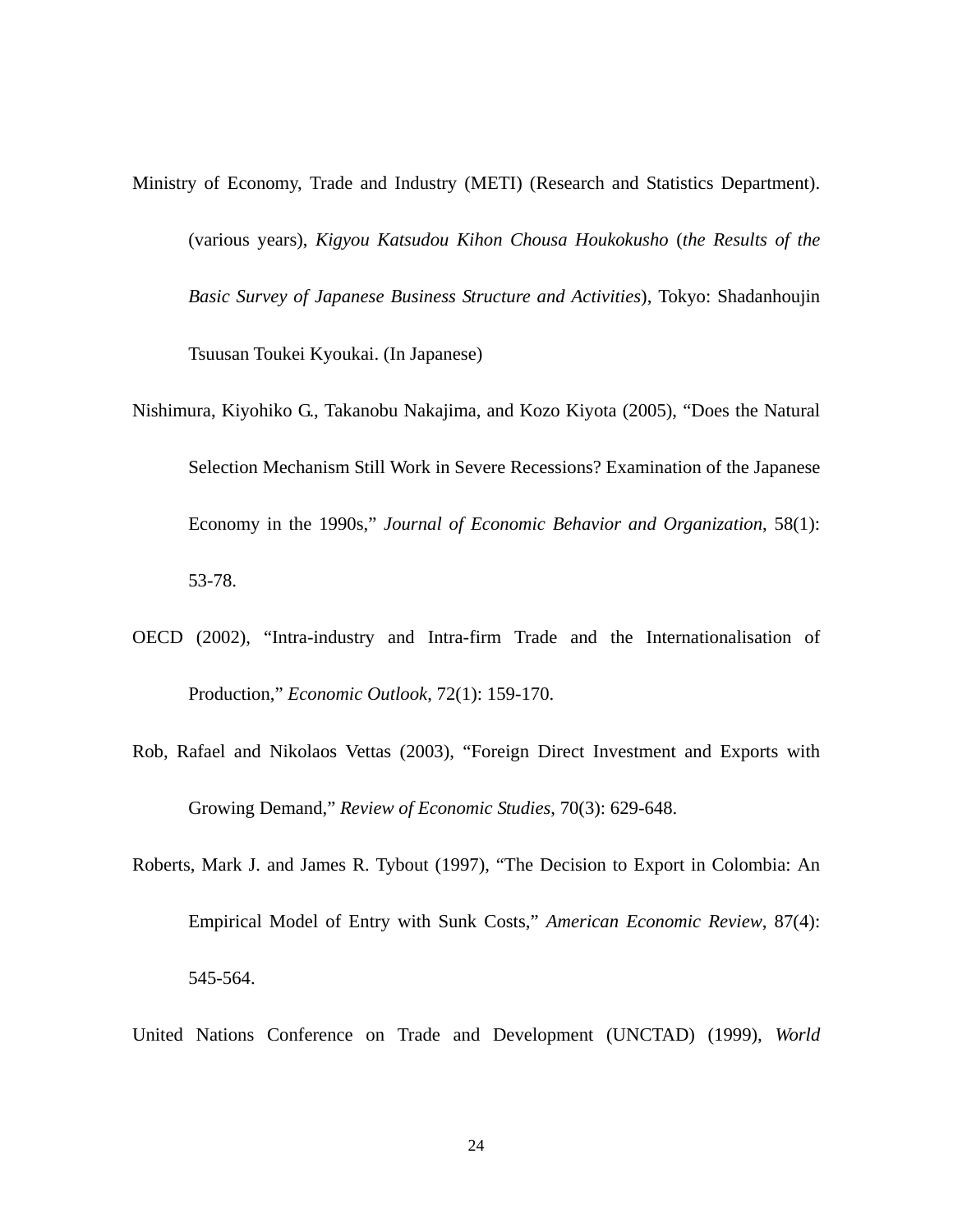Ministry of Economy, Trade and Industry (METI) (Research and Statistics Department). (various years), *Kigyou Katsudou Kihon Chousa Houkokusho* (*the Results of the Basic Survey of Japanese Business Structure and Activities*), Tokyo: Shadanhoujin Tsuusan Toukei Kyoukai. (In Japanese)

Nishimura, Kiyohiko G., Takanobu Nakajima, and Kozo Kiyota (2005), “Does the Natural Selection Mechanism Still Work in Severe Recessions? Examination of the Japanese Economy in the 1990s,” *Journal of Economic Behavior and Organization*, 58(1): 53-78.

OECD (2002), “Intra-industry and Intra-firm Trade and the Internationalisation of Production,” *Economic Outlook*, 72(1): 159-170.

Rob, Rafael and Nikolaos Vettas (2003), “Foreign Direct Investment and Exports with Growing Demand,” *Review of Economic Studies*, 70(3): 629-648.

Roberts, Mark J. and James R. Tybout (1997), “The Decision to Export in Colombia: An Empirical Model of Entry with Sunk Costs,” *American Economic Review*, 87(4): 545-564.

United Nations Conference on Trade and Development (UNCTAD) (1999), *World*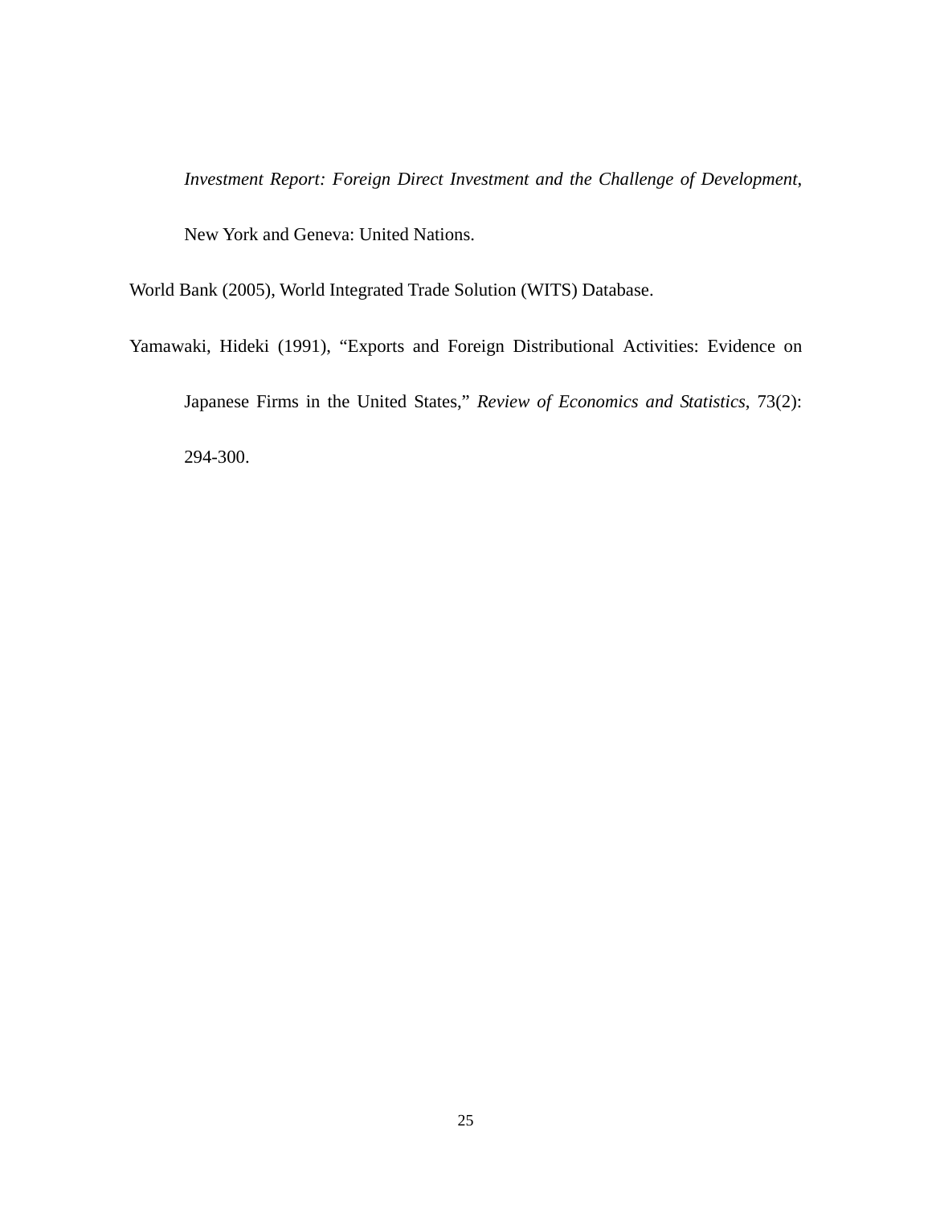*Investment Report: Foreign Direct Investment and the Challenge of Development*, New York and Geneva: United Nations.

World Bank (2005), World Integrated Trade Solution (WITS) Database.

Yamawaki, Hideki (1991), "Exports and Foreign Distributional Activities: Evidence on Japanese Firms in the United States," *Review of Economics and Statistics*, 73(2): 294-300.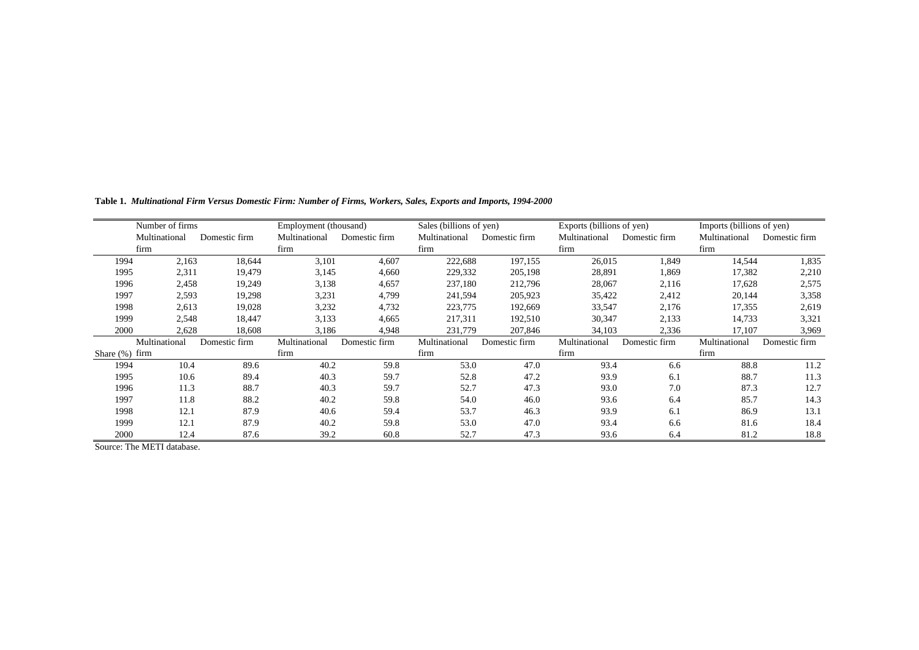**Table 1.** ***Multinational Firm Versus Domestic Firm: Number of Firms, Workers, Sales, Exports and Imports, 1994-2000***

| | Number of firms | | Employment (thousand) | | Sales (billions of yen) | | Exports (billions of yen) | | Imports (billions of yen) | |
|---|---|---|---|---|---|---|---|---|---|---|
| | Multinational firm | Domestic firm | Multinational firm | Domestic firm | Multinational firm | Domestic firm | Multinational firm | Domestic firm | Multinational firm | Domestic firm |
| 1994 | 2,163 | 18,644 | 3,101 | 4,607 | 222,688 | 197,155 | 26,015 | 1,849 | 14,544 | 1,835 |
| 1995 | 2,311 | 19,479 | 3,145 | 4,660 | 229,332 | 205,198 | 28,891 | 1,869 | 17,382 | 2,210 |
| 1996 | 2,458 | 19,249 | 3,138 | 4,657 | 237,180 | 212,796 | 28,067 | 2,116 | 17,628 | 2,575 |
| 1997 | 2,593 | 19,298 | 3,231 | 4,799 | 241,594 | 205,923 | 35,422 | 2,412 | 20,144 | 3,358 |
| 1998 | 2,613 | 19,028 | 3,232 | 4,732 | 223,775 | 192,669 | 33,547 | 2,176 | 17,355 | 2,619 |
| 1999 | 2,548 | 18,447 | 3,133 | 4,665 | 217,311 | 192,510 | 30,347 | 2,133 | 14,733 | 3,321 |
| 2000 | 2,628 | 18,608 | 3,186 | 4,948 | 231,779 | 207,846 | 34,103 | 2,336 | 17,107 | 3,969 |
| Share (%) | Multinational firm | Domestic firm | Multinational firm | Domestic firm | Multinational firm | Domestic firm | Multinational firm | Domestic firm | Multinational firm | Domestic firm |
| 1994 | 10.4 | 89.6 | 40.2 | 59.8 | 53.0 | 47.0 | 93.4 | 6.6 | 88.8 | 11.2 |
| 1995 | 10.6 | 89.4 | 40.3 | 59.7 | 52.8 | 47.2 | 93.9 | 6.1 | 88.7 | 11.3 |
| 1996 | 11.3 | 88.7 | 40.3 | 59.7 | 52.7 | 47.3 | 93.0 | 7.0 | 87.3 | 12.7 |
| 1997 | 11.8 | 88.2 | 40.2 | 59.8 | 54.0 | 46.0 | 93.6 | 6.4 | 85.7 | 14.3 |
| 1998 | 12.1 | 87.9 | 40.6 | 59.4 | 53.7 | 46.3 | 93.9 | 6.1 | 86.9 | 13.1 |
| 1999 | 12.1 | 87.9 | 40.2 | 59.8 | 53.0 | 47.0 | 93.4 | 6.6 | 81.6 | 18.4 |
| 2000 | 12.4 | 87.6 | 39.2 | 60.8 | 52.7 | 47.3 | 93.6 | 6.4 | 81.2 | 18.8 |

Source: The METI database.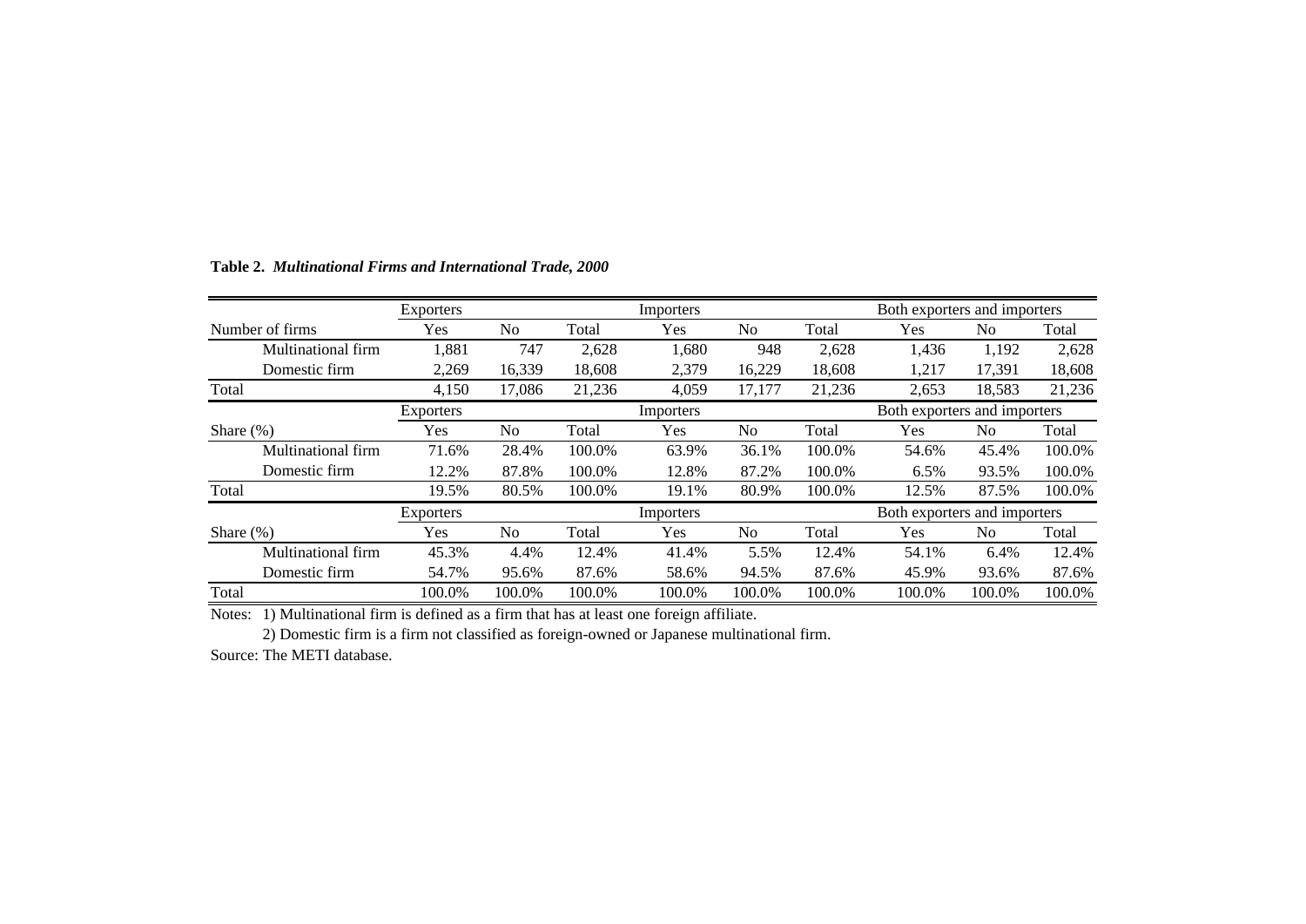**Table 2.** ***Multinational Firms and International Trade, 2000***

| | Exporters | | | Importers | | | Both exporters and importers | | |
|---|---|---|---|---|---|---|---|---|---|
| Number of firms | Yes | No | Total | Yes | No | Total | Yes | No | Total |
| Multinational firm | 1,881 | 747 | 2,628 | 1,680 | 948 | 2,628 | 1,436 | 1,192 | 2,628 |
| Domestic firm | 2,269 | 16,339 | 18,608 | 2,379 | 16,229 | 18,608 | 1,217 | 17,391 | 18,608 |
| Total | 4,150 | 17,086 | 21,236 | 4,059 | 17,177 | 21,236 | 2,653 | 18,583 | 21,236 |
| | Exporters | | | Importers | | | Both exporters and importers | | |
| Share (%) | Yes | No | Total | Yes | No | Total | Yes | No | Total |
| Multinational firm | 71.6% | 28.4% | 100.0% | 63.9% | 36.1% | 100.0% | 54.6% | 45.4% | 100.0% |
| Domestic firm | 12.2% | 87.8% | 100.0% | 12.8% | 87.2% | 100.0% | 6.5% | 93.5% | 100.0% |
| Total | 19.5% | 80.5% | 100.0% | 19.1% | 80.9% | 100.0% | 12.5% | 87.5% | 100.0% |
| | Exporters | | | Importers | | | Both exporters and importers | | |
| Share (%) | Yes | No | Total | Yes | No | Total | Yes | No | Total |
| Multinational firm | 45.3% | 4.4% | 12.4% | 41.4% | 5.5% | 12.4% | 54.1% | 6.4% | 12.4% |
| Domestic firm | 54.7% | 95.6% | 87.6% | 58.6% | 94.5% | 87.6% | 45.9% | 93.6% | 87.6% |
| Total | 100.0% | 100.0% | 100.0% | 100.0% | 100.0% | 100.0% | 100.0% | 100.0% | 100.0% |

Notes: 1) Multinational firm is defined as a firm that has at least one foreign affiliate.

2) Domestic firm is a firm not classified as foreign-owned or Japanese multinational firm.

Source: The METI database.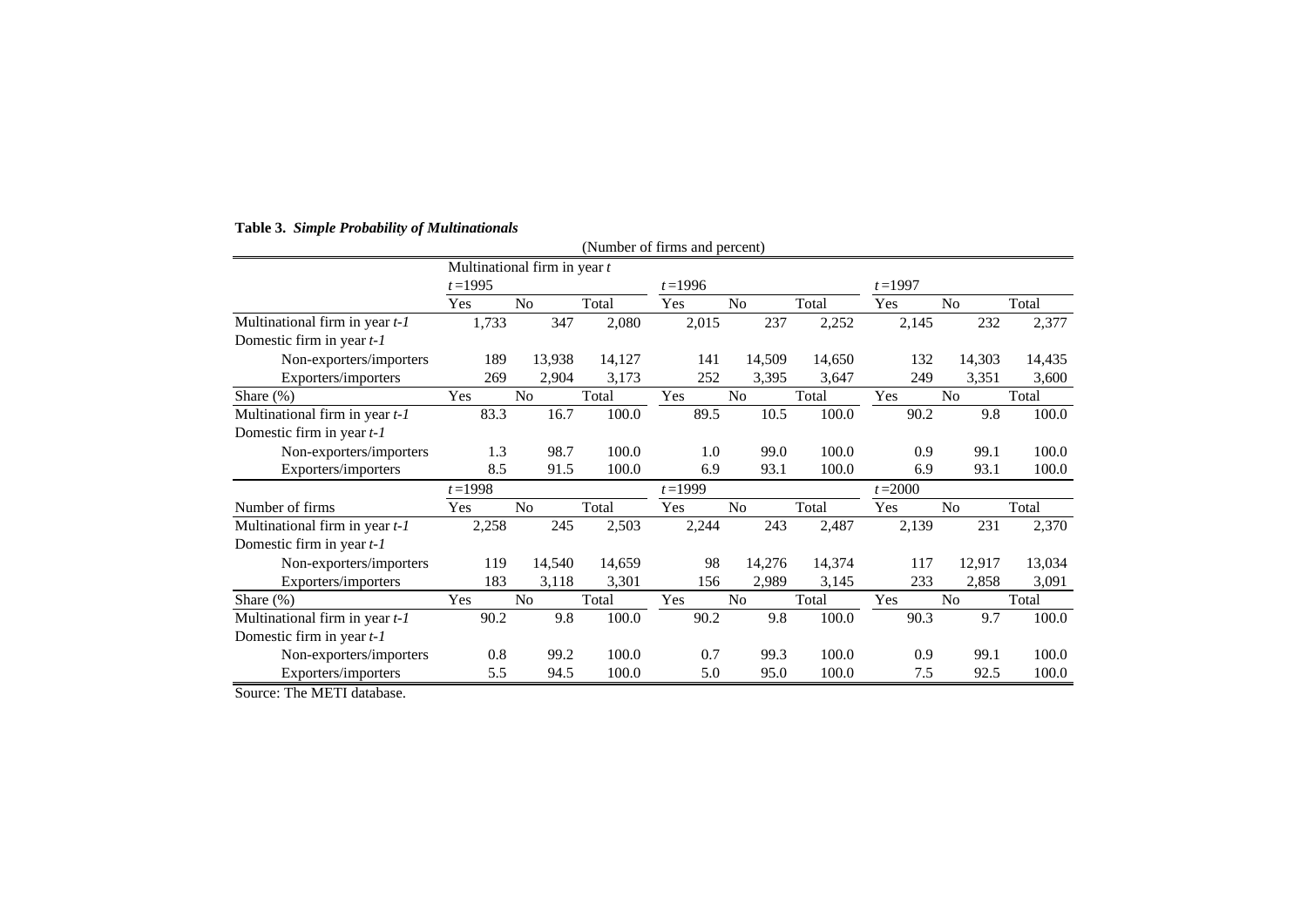**Table 3.** ***Simple Probability of Multinationals***

(Number of firms and percent)

| | Multinational firm in year *t* | | | | | | | | |
|---|---|---|---|---|---|---|---|---|---|
| | *t* =1995 | | | *t* =1996 | | | *t* =1997 | | |
| | Yes | No | Total | Yes | No | Total | Yes | No | Total |
| Multinational firm in year *t-1* | 1,733 | 347 | 2,080 | 2,015 | 237 | 2,252 | 2,145 | 232 | 2,377 |
| Domestic firm in year *t-1* | | | | | | | | | |
| Non-exporters/importers | 189 | 13,938 | 14,127 | 141 | 14,509 | 14,650 | 132 | 14,303 | 14,435 |
| Exporters/importers | 269 | 2,904 | 3,173 | 252 | 3,395 | 3,647 | 249 | 3,351 | 3,600 |
| Share (%) | Yes | No | Total | Yes | No | Total | Yes | No | Total |
| Multinational firm in year *t-1* | 83.3 | 16.7 | 100.0 | 89.5 | 10.5 | 100.0 | 90.2 | 9.8 | 100.0 |
| Domestic firm in year *t-1* | | | | | | | | | |
| Non-exporters/importers | 1.3 | 98.7 | 100.0 | 1.0 | 99.0 | 100.0 | 0.9 | 99.1 | 100.0 |
| Exporters/importers | 8.5 | 91.5 | 100.0 | 6.9 | 93.1 | 100.0 | 6.9 | 93.1 | 100.0 |
| | *t* =1998 | | | *t* =1999 | | | *t* =2000 | | |
| Number of firms | Yes | No | Total | Yes | No | Total | Yes | No | Total |
| Multinational firm in year *t-1* | 2,258 | 245 | 2,503 | 2,244 | 243 | 2,487 | 2,139 | 231 | 2,370 |
| Domestic firm in year *t-1* | | | | | | | | | |
| Non-exporters/importers | 119 | 14,540 | 14,659 | 98 | 14,276 | 14,374 | 117 | 12,917 | 13,034 |
| Exporters/importers | 183 | 3,118 | 3,301 | 156 | 2,989 | 3,145 | 233 | 2,858 | 3,091 |
| Share (%) | Yes | No | Total | Yes | No | Total | Yes | No | Total |
| Multinational firm in year *t-1* | 90.2 | 9.8 | 100.0 | 90.2 | 9.8 | 100.0 | 90.3 | 9.7 | 100.0 |
| Domestic firm in year *t-1* | | | | | | | | | |
| Non-exporters/importers | 0.8 | 99.2 | 100.0 | 0.7 | 99.3 | 100.0 | 0.9 | 99.1 | 100.0 |
| Exporters/importers | 5.5 | 94.5 | 100.0 | 5.0 | 95.0 | 100.0 | 7.5 | 92.5 | 100.0 |

Source: The METI database.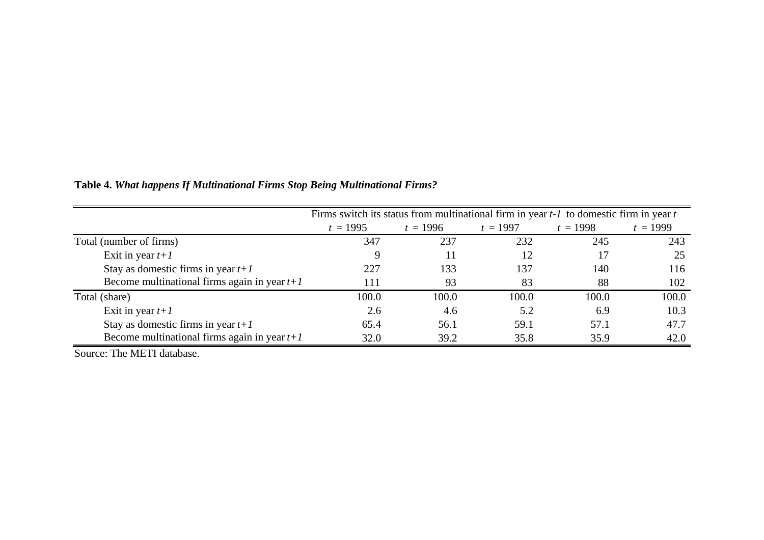**Table 4.** ***What happens If Multinational Firms Stop Being Multinational Firms?***

| | Firms switch its status from multinational firm in year $t-1$ to domestic firm in year $t$ | | | | |
|---|---|---|---|---|---|
| | $t$ = 1995 | $t$ = 1996 | $t$ = 1997 | $t$ = 1998 | $t$ = 1999 |
| Total (number of firms) | 347 | 237 | 232 | 245 | 243 |
| Exit in year $t+1$ | 9 | 11 | 12 | 17 | 25 |
| Stay as domestic firms in year $t+1$ | 227 | 133 | 137 | 140 | 116 |
| Become multinational firms again in year $t+1$ | 111 | 93 | 83 | 88 | 102 |
| Total (share) | 100.0 | 100.0 | 100.0 | 100.0 | 100.0 |
| Exit in year $t+1$ | 2.6 | 4.6 | 5.2 | 6.9 | 10.3 |
| Stay as domestic firms in year $t+1$ | 65.4 | 56.1 | 59.1 | 57.1 | 47.7 |
| Become multinational firms again in year $t+1$ | 32.0 | 39.2 | 35.8 | 35.9 | 42.0 |

Source: The METI database.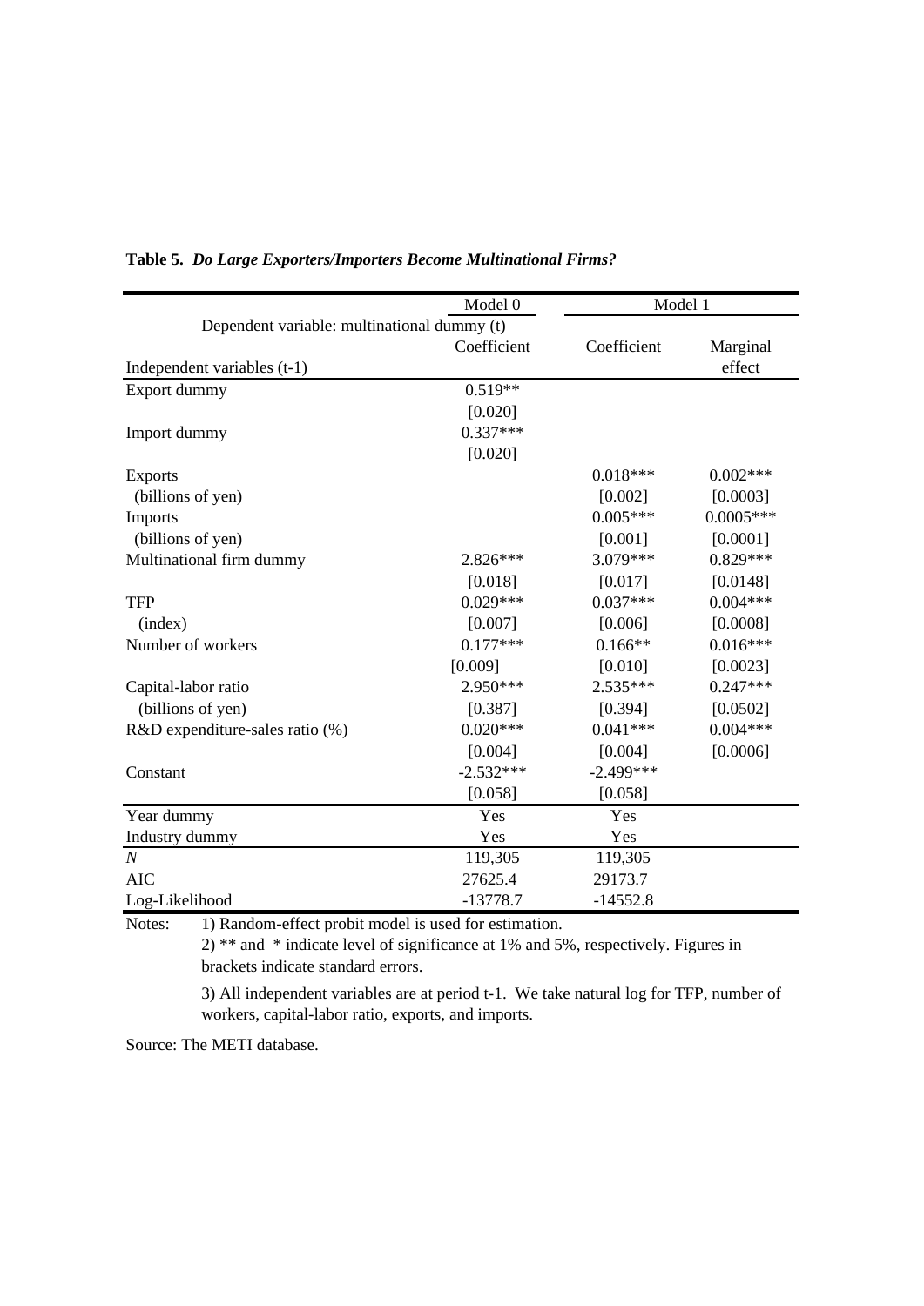**Table 5.** ***Do Large Exporters/Importers Become Multinational Firms?***

| | Model 0 | Model 1 | |
|---|---|---|---|
| Dependent variable: multinational dummy (t) | Coefficient | Coefficient | Marginal effect |
| Independent variables (t-1) | | | |
| Export dummy | 0.519** | | |
| | [0.020] | | |
| Import dummy | 0.337*** | | |
| | [0.020] | | |
| Exports | | 0.018*** | 0.002*** |
| (billions of yen) | | [0.002] | [0.0003] |
| Imports | | 0.005*** | 0.0005*** |
| (billions of yen) | | [0.001] | [0.0001] |
| Multinational firm dummy | 2.826*** | 3.079*** | 0.829*** |
| | [0.018] | [0.017] | [0.0148] |
| TFP | 0.029*** | 0.037*** | 0.004*** |
| (index) | [0.007] | [0.006] | [0.0008] |
| Number of workers | 0.177*** | 0.166** | 0.016*** |
| | [0.009] | [0.010] | [0.0023] |
| Capital-labor ratio | 2.950*** | 2.535*** | 0.247*** |
| (billions of yen) | [0.387] | [0.394] | [0.0502] |
| R&D expenditure-sales ratio (%) | 0.020*** | 0.041*** | 0.004*** |
| | [0.004] | [0.004] | [0.0006] |
| Constant | -2.532*** | -2.499*** | |
| | [0.058] | [0.058] | |
| Year dummy | Yes | Yes | |
| Industry dummy | Yes | Yes | |
| *N* | 119,305 | 119,305 | |
| AIC | 27625.4 | 29173.7 | |
| Log-Likelihood | -13778.7 | -14552.8 | |

Notes: 1) Random-effect probit model is used for estimation.

2) ** and * indicate level of significance at 1% and 5%, respectively. Figures in brackets indicate standard errors.

3) All independent variables are at period t-1. We take natural log for TFP, number of workers, capital-labor ratio, exports, and imports.

Source: The METI database.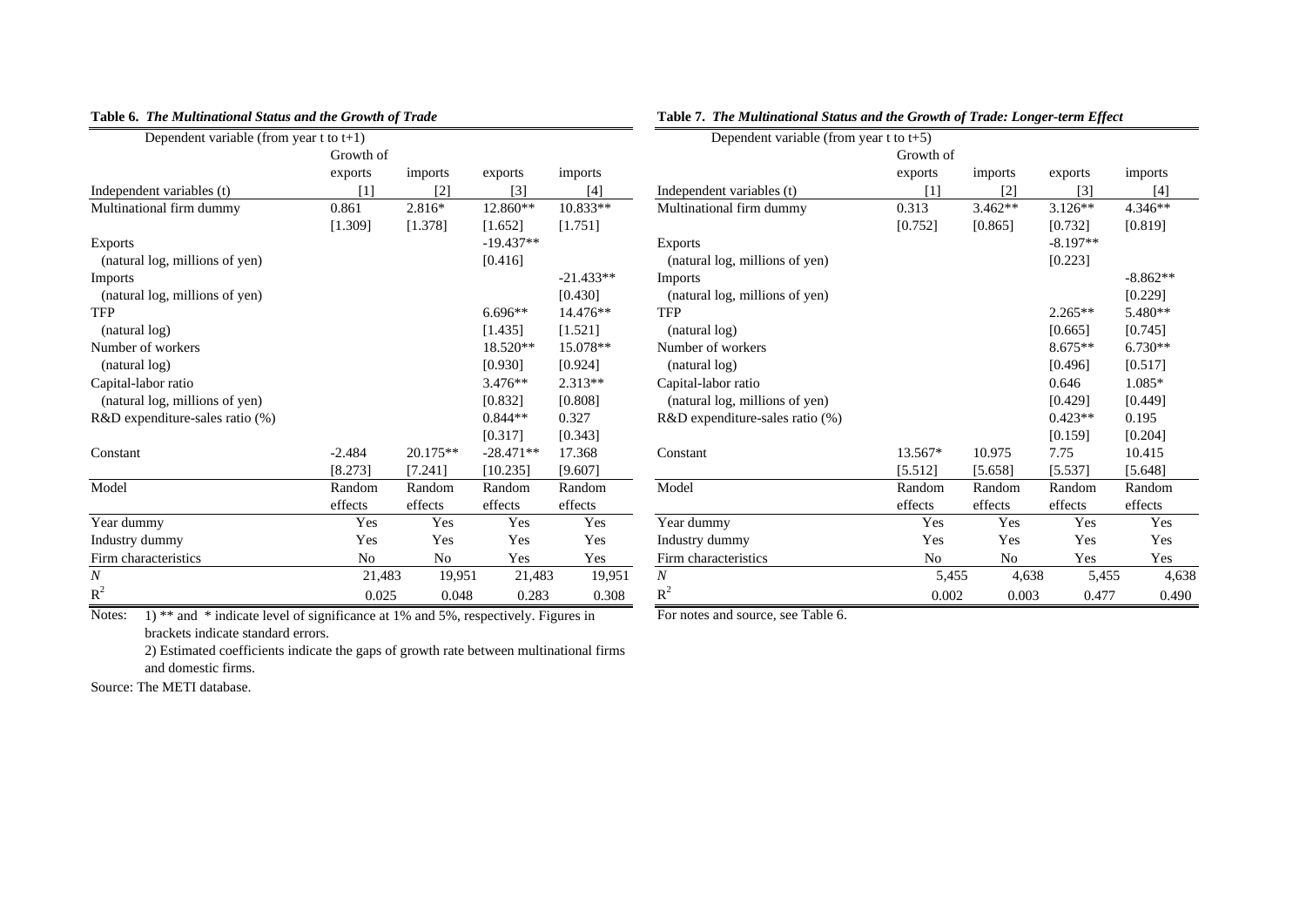**Table 6. *The Multinational Status and the Growth of Trade***

| Dependent variable (from year t to t+1) | Growth of exports | imports | exports | imports |
|---|---|---|---|---|
| Independent variables (t) | [1] | [2] | [3] | [4] |
| Multinational firm dummy | 0.861 | 2.816* | 12.860** | 10.833** |
| | [1.309] | [1.378] | [1.652] | [1.751] |
| Exports | | | -19.437** | |
| (natural log, millions of yen) | | | [0.416] | |
| Imports | | | | -21.433** |
| (natural log, millions of yen) | | | | [0.430] |
| TFP | | | 6.696** | 14.476** |
| (natural log) | | | [1.435] | [1.521] |
| Number of workers | | | 18.520** | 15.078** |
| (natural log) | | | [0.930] | [0.924] |
| Capital-labor ratio | | | 3.476** | 2.313** |
| (natural log, millions of yen) | | | [0.832] | [0.808] |
| R&D expenditure-sales ratio (%) | | | 0.844** | 0.327 |
| | | | [0.317] | [0.343] |
| Constant | -2.484 | 20.175** | -28.471** | 17.368 |
| | [8.273] | [7.241] | [10.235] | [9.607] |
| Model | Random effects | Random effects | Random effects | Random effects |
| Year dummy | Yes | Yes | Yes | Yes |
| Industry dummy | Yes | Yes | Yes | Yes |
| Firm characteristics | No | No | Yes | Yes |
| $N$ | 21,483 | 19,951 | 21,483 | 19,951 |
| $R^2$ | 0.025 | 0.048 | 0.283 | 0.308 |

Notes: 1) ** and * indicate level of significance at 1% and 5%, respectively. Figures in brackets indicate standard errors.

2) Estimated coefficients indicate the gaps of growth rate between multinational firms and domestic firms.

Source: The METI database.

**Table 7. *The Multinational Status and the Growth of Trade: Longer-term Effect***

| Dependent variable (from year t to t+5) | Growth of exports | imports | exports | imports |
|---|---|---|---|---|
| Independent variables (t) | [1] | [2] | [3] | [4] |
| Multinational firm dummy | 0.313 | 3.462** | 3.126** | 4.346** |
| | [0.752] | [0.865] | [0.732] | [0.819] |
| Exports | | | -8.197** | |
| (natural log, millions of yen) | | | [0.223] | |
| Imports | | | | -8.862** |
| (natural log, millions of yen) | | | | [0.229] |
| TFP | | | 2.265** | 5.480** |
| (natural log) | | | [0.665] | [0.745] |
| Number of workers | | | 8.675** | 6.730** |
| (natural log) | | | [0.496] | [0.517] |
| Capital-labor ratio | | | 0.646 | 1.085* |
| (natural log, millions of yen) | | | [0.429] | [0.449] |
| R&D expenditure-sales ratio (%) | | | 0.423** | 0.195 |
| | | | [0.159] | [0.204] |
| Constant | 13.567* | 10.975 | 7.75 | 10.415 |
| | [5.512] | [5.658] | [5.537] | [5.648] |
| Model | Random effects | Random effects | Random effects | Random effects |
| Year dummy | Yes | Yes | Yes | Yes |
| Industry dummy | Yes | Yes | Yes | Yes |
| Firm characteristics | No | No | Yes | Yes |
| $N$ | 5,455 | 4,638 | 5,455 | 4,638 |
| $R^2$ | 0.002 | 0.003 | 0.477 | 0.490 |

For notes and source, see Table 6.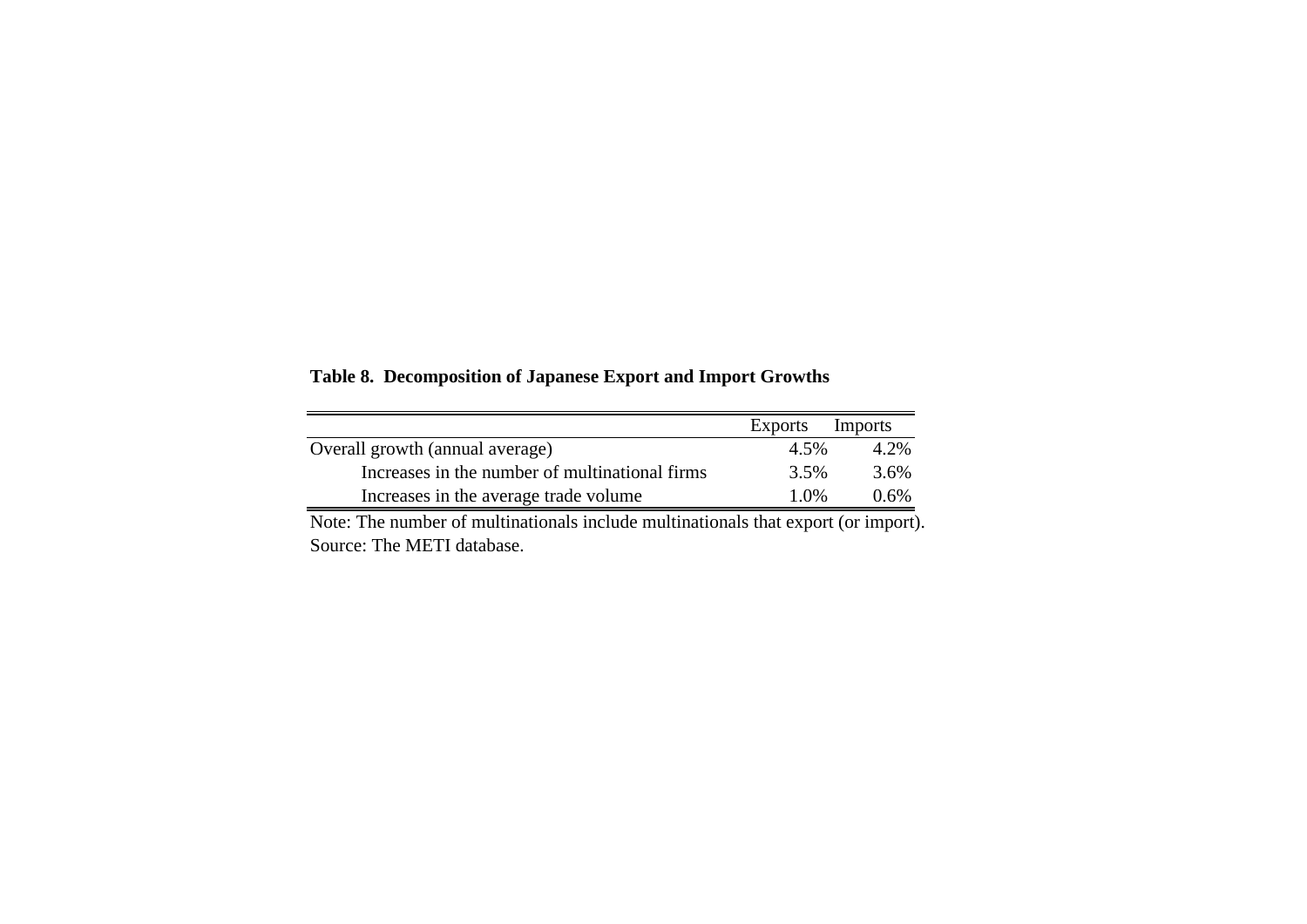**Table 8. Decomposition of Japanese Export and Import Growths**

| | Exports | Imports |
|---|---|---|
| Overall growth (annual average) | 4.5% | 4.2% |
| Increases in the number of multinational firms | 3.5% | 3.6% |
| Increases in the average trade volume | 1.0% | 0.6% |

Note: The number of multinationals include multinationals that export (or import).
Source: The METI database.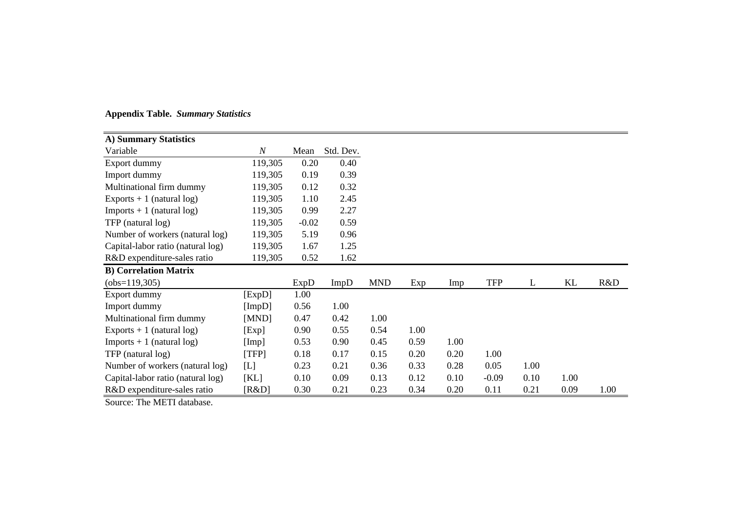**Appendix Table.** ***Summary Statistics***

| **A) Summary Statistics** | | | |
|---|---|---|---|
| Variable | *N* | Mean | Std. Dev. |
| Export dummy | 119,305 | 0.20 | 0.40 |
| Import dummy | 119,305 | 0.19 | 0.39 |
| Multinational firm dummy | 119,305 | 0.12 | 0.32 |
| Exports + 1 (natural log) | 119,305 | 1.10 | 2.45 |
| Imports + 1 (natural log) | 119,305 | 0.99 | 2.27 |
| TFP (natural log) | 119,305 | -0.02 | 0.59 |
| Number of workers (natural log) | 119,305 | 5.19 | 0.96 |
| Capital-labor ratio (natural log) | 119,305 | 1.67 | 1.25 |
| R&D expenditure-sales ratio | 119,305 | 0.52 | 1.62 |

| **B) Correlation Matrix** | | | | | | | | | | |
|---|---|---|---|---|---|---|---|---|---|---|
| (obs=119,305) | | ExpD | ImpD | MND | Exp | Imp | TFP | L | KL | R&D |
| Export dummy | [ExpD] | 1.00 | | | | | | | | |
| Import dummy | [ImpD] | 0.56 | 1.00 | | | | | | | |
| Multinational firm dummy | [MND] | 0.47 | 0.42 | 1.00 | | | | | | |
| Exports + 1 (natural log) | [Exp] | 0.90 | 0.55 | 0.54 | 1.00 | | | | | |
| Imports + 1 (natural log) | [Imp] | 0.53 | 0.90 | 0.45 | 0.59 | 1.00 | | | | |
| TFP (natural log) | [TFP] | 0.18 | 0.17 | 0.15 | 0.20 | 0.20 | 1.00 | | | |
| Number of workers (natural log) | [L] | 0.23 | 0.21 | 0.36 | 0.33 | 0.28 | 0.05 | 1.00 | | |
| Capital-labor ratio (natural log) | [KL] | 0.10 | 0.09 | 0.13 | 0.12 | 0.10 | -0.09 | 0.10 | 1.00 | |
| R&D expenditure-sales ratio | [R&D] | 0.30 | 0.21 | 0.23 | 0.34 | 0.20 | 0.11 | 0.21 | 0.09 | 1.00 |

Source: The METI database.